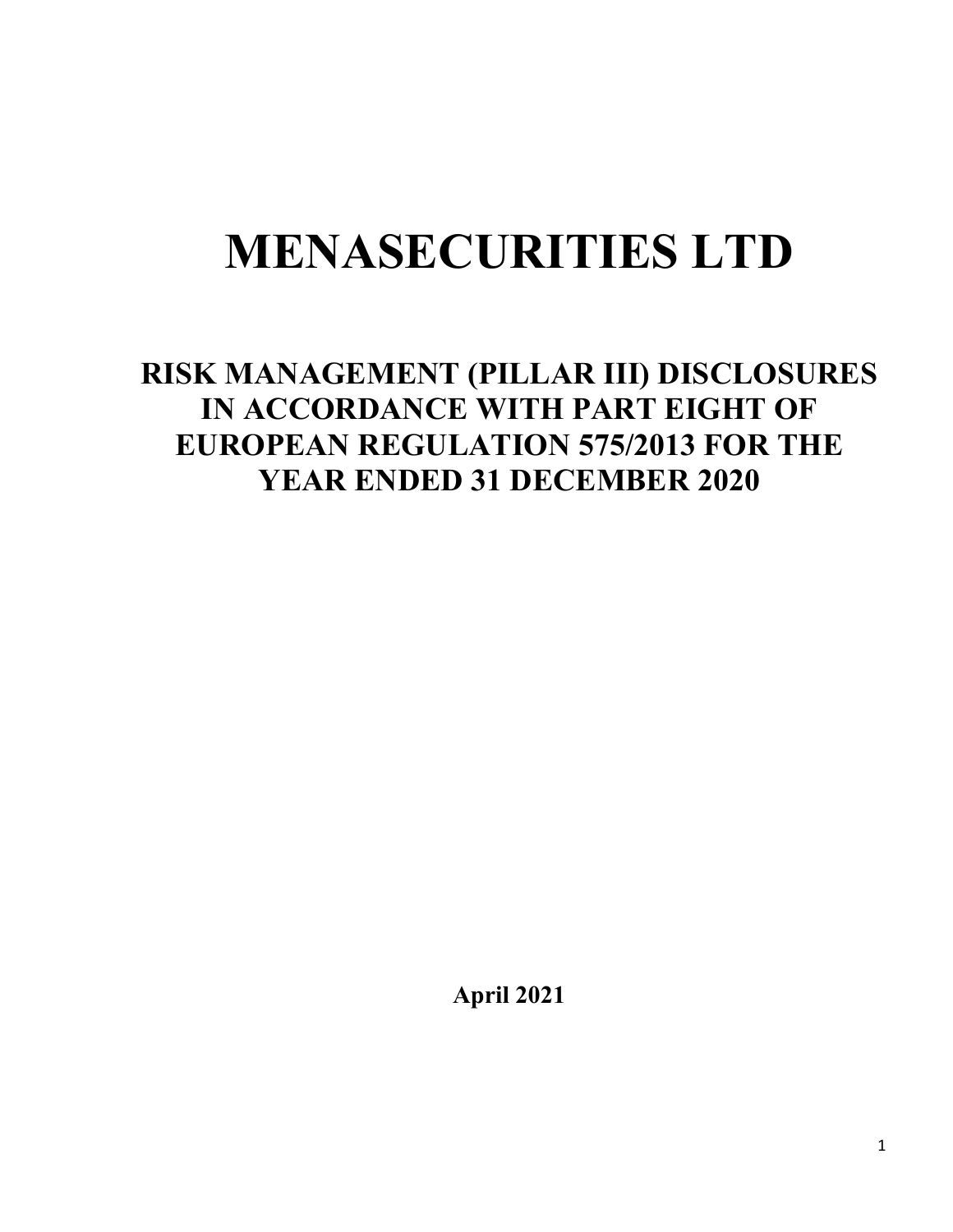# MENASECURITIES LTD

## RISK MANAGEMENT (PILLAR III) DISCLOSURES IN ACCORDANCE WITH PART EIGHT OF EUROPEAN REGULATION 575/2013 FOR THE YEAR ENDED 31 DECEMBER 2020

**April 2021**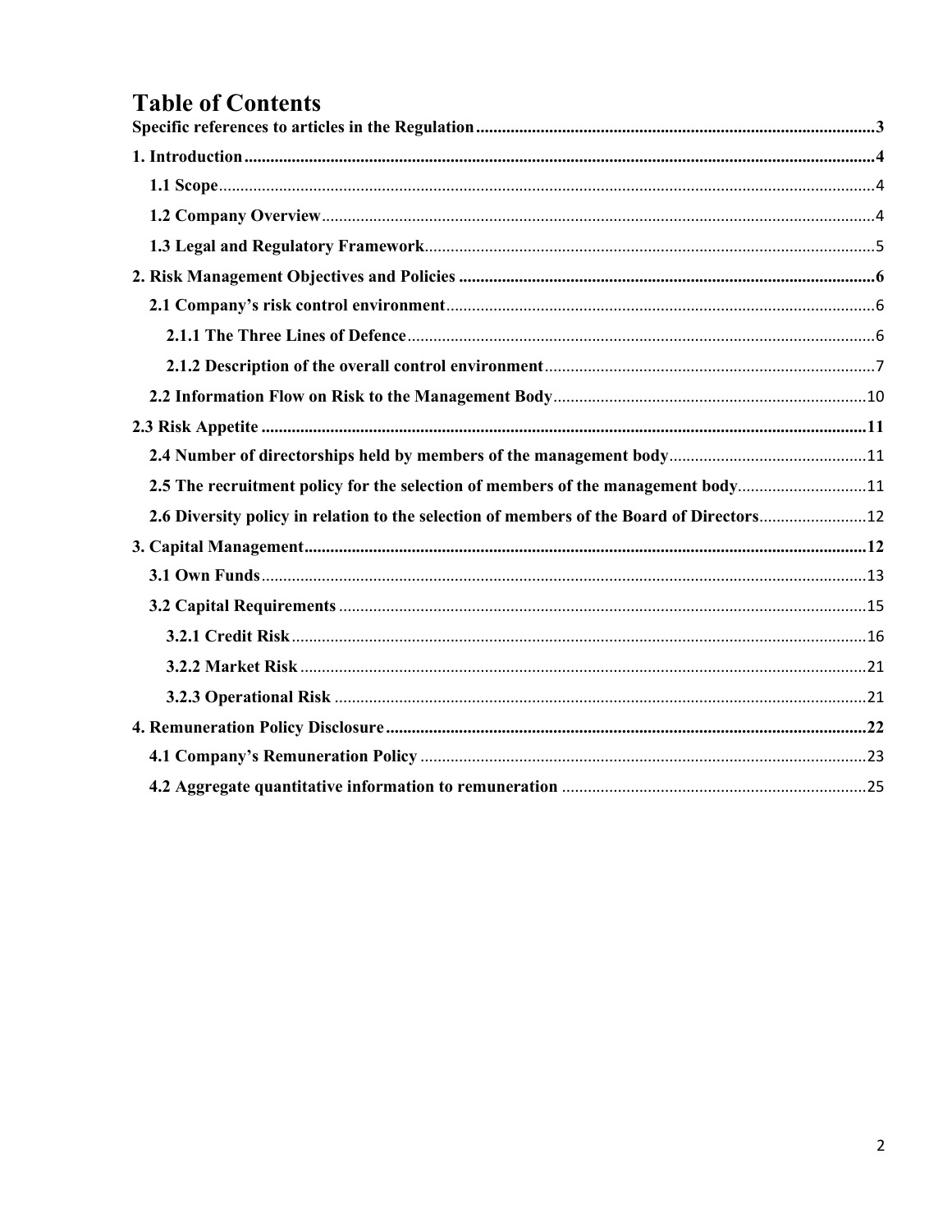# Table of Contents

**Specific references to articles in the Regulation** ..... **3**

**1. Introduction** ..... **4**

- **1.1 Scope** ..... 4
- **1.2 Company Overview** ..... 4
- **1.3 Legal and Regulatory Framework** ..... 5

**2. Risk Management Objectives and Policies** ..... **6**

- **2.1 Company's risk control environment** ..... 6
  - **2.1.1 The Three Lines of Defence** ..... 6
  - **2.1.2 Description of the overall control environment** ..... 7
- **2.2 Information Flow on Risk to the Management Body** ..... 10

**2.3 Risk Appetite** ..... **11**

- **2.4 Number of directorships held by members of the management body** ..... 11
- **2.5 The recruitment policy for the selection of members of the management body** ..... 11
- **2.6 Diversity policy in relation to the selection of members of the Board of Directors** ..... 12

**3. Capital Management** ..... **12**

- **3.1 Own Funds** ..... 13
- **3.2 Capital Requirements** ..... 15
  - **3.2.1 Credit Risk** ..... 16
  - **3.2.2 Market Risk** ..... 21
  - **3.2.3 Operational Risk** ..... 21

**4. Remuneration Policy Disclosure** ..... **22**

- **4.1 Company's Remuneration Policy** ..... 23
- **4.2 Aggregate quantitative information to remuneration** ..... 25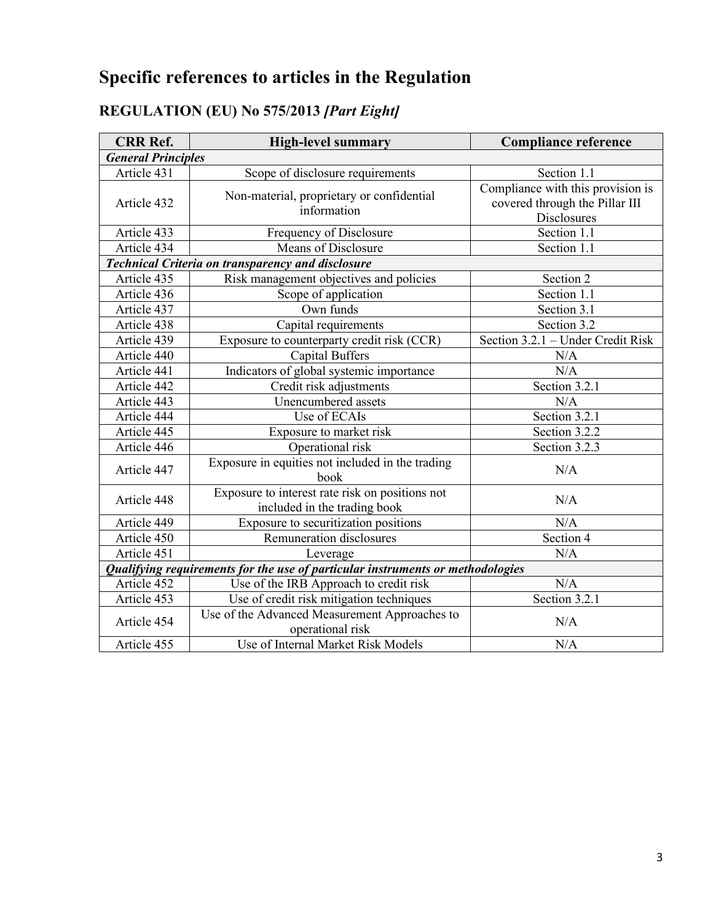# Specific references to articles in the Regulation

## REGULATION (EU) No 575/2013 *[Part Eight]*

| CRR Ref. | High-level summary | Compliance reference |
|---|---|---|
| ***General Principles*** | | |
| Article 431 | Scope of disclosure requirements | Section 1.1 |
| Article 432 | Non-material, proprietary or confidential information | Compliance with this provision is covered through the Pillar III Disclosures |
| Article 433 | Frequency of Disclosure | Section 1.1 |
| Article 434 | Means of Disclosure | Section 1.1 |
| ***Technical Criteria on transparency and disclosure*** | | |
| Article 435 | Risk management objectives and policies | Section 2 |
| Article 436 | Scope of application | Section 1.1 |
| Article 437 | Own funds | Section 3.1 |
| Article 438 | Capital requirements | Section 3.2 |
| Article 439 | Exposure to counterparty credit risk (CCR) | Section 3.2.1 – Under Credit Risk |
| Article 440 | Capital Buffers | N/A |
| Article 441 | Indicators of global systemic importance | N/A |
| Article 442 | Credit risk adjustments | Section 3.2.1 |
| Article 443 | Unencumbered assets | N/A |
| Article 444 | Use of ECAIs | Section 3.2.1 |
| Article 445 | Exposure to market risk | Section 3.2.2 |
| Article 446 | Operational risk | Section 3.2.3 |
| Article 447 | Exposure in equities not included in the trading book | N/A |
| Article 448 | Exposure to interest rate risk on positions not included in the trading book | N/A |
| Article 449 | Exposure to securitization positions | N/A |
| Article 450 | Remuneration disclosures | Section 4 |
| Article 451 | Leverage | N/A |
| ***Qualifying requirements for the use of particular instruments or methodologies*** | | |
| Article 452 | Use of the IRB Approach to credit risk | N/A |
| Article 453 | Use of credit risk mitigation techniques | Section 3.2.1 |
| Article 454 | Use of the Advanced Measurement Approaches to operational risk | N/A |
| Article 455 | Use of Internal Market Risk Models | N/A |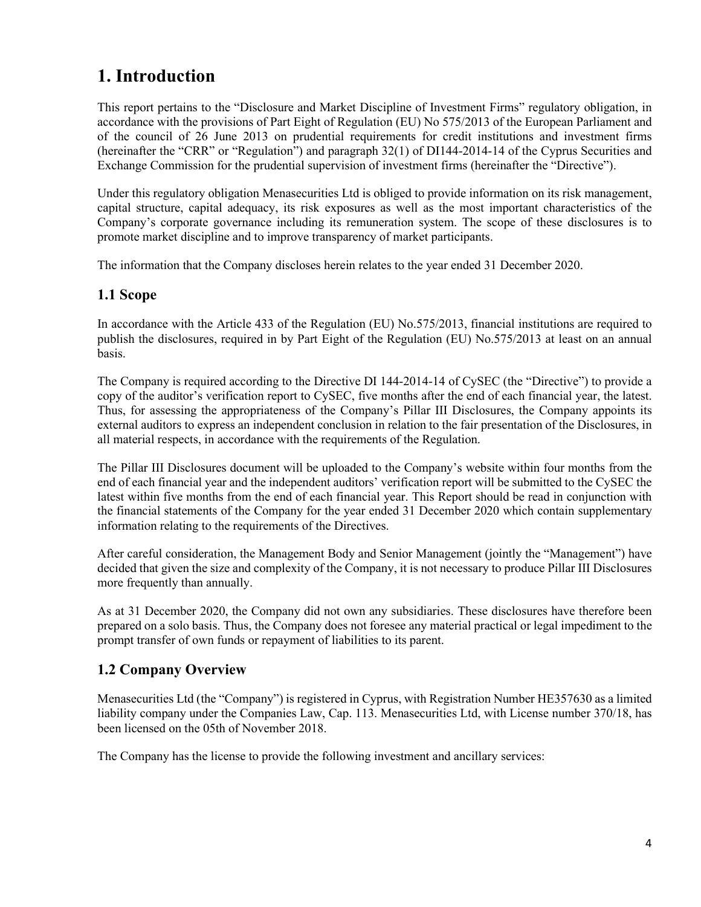# 1. Introduction

This report pertains to the "Disclosure and Market Discipline of Investment Firms" regulatory obligation, in accordance with the provisions of Part Eight of Regulation (EU) No 575/2013 of the European Parliament and of the council of 26 June 2013 on prudential requirements for credit institutions and investment firms (hereinafter the "CRR" or "Regulation") and paragraph 32(1) of DI144-2014-14 of the Cyprus Securities and Exchange Commission for the prudential supervision of investment firms (hereinafter the "Directive").

Under this regulatory obligation Menasecurities Ltd is obliged to provide information on its risk management, capital structure, capital adequacy, its risk exposures as well as the most important characteristics of the Company's corporate governance including its remuneration system. The scope of these disclosures is to promote market discipline and to improve transparency of market participants.

The information that the Company discloses herein relates to the year ended 31 December 2020.

## 1.1 Scope

In accordance with the Article 433 of the Regulation (EU) No.575/2013, financial institutions are required to publish the disclosures, required in by Part Eight of the Regulation (EU) No.575/2013 at least on an annual basis.

The Company is required according to the Directive DI 144-2014-14 of CySEC (the "Directive") to provide a copy of the auditor's verification report to CySEC, five months after the end of each financial year, the latest. Thus, for assessing the appropriateness of the Company's Pillar III Disclosures, the Company appoints its external auditors to express an independent conclusion in relation to the fair presentation of the Disclosures, in all material respects, in accordance with the requirements of the Regulation.

The Pillar III Disclosures document will be uploaded to the Company's website within four months from the end of each financial year and the independent auditors' verification report will be submitted to the CySEC the latest within five months from the end of each financial year. This Report should be read in conjunction with the financial statements of the Company for the year ended 31 December 2020 which contain supplementary information relating to the requirements of the Directives.

After careful consideration, the Management Body and Senior Management (jointly the "Management") have decided that given the size and complexity of the Company, it is not necessary to produce Pillar III Disclosures more frequently than annually.

As at 31 December 2020, the Company did not own any subsidiaries. These disclosures have therefore been prepared on a solo basis. Thus, the Company does not foresee any material practical or legal impediment to the prompt transfer of own funds or repayment of liabilities to its parent.

## 1.2 Company Overview

Menasecurities Ltd (the "Company") is registered in Cyprus, with Registration Number HE357630 as a limited liability company under the Companies Law, Cap. 113. Menasecurities Ltd, with License number 370/18, has been licensed on the 05th of November 2018.

The Company has the license to provide the following investment and ancillary services: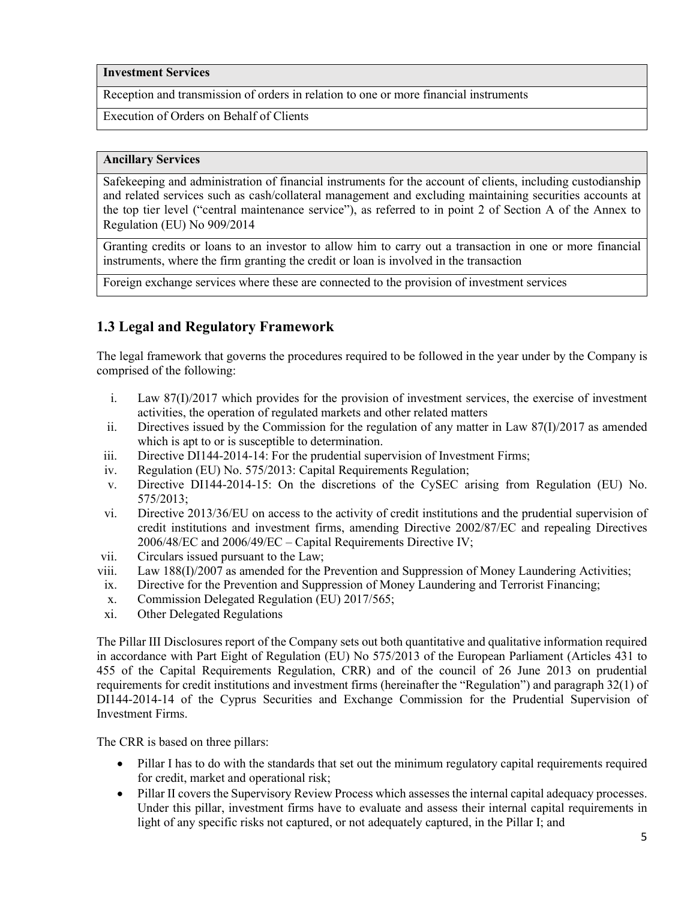| Investment Services |
| --- |
| Reception and transmission of orders in relation to one or more financial instruments |
| Execution of Orders on Behalf of Clients |

| Ancillary Services |
| --- |
| Safekeeping and administration of financial instruments for the account of clients, including custodianship and related services such as cash/collateral management and excluding maintaining securities accounts at the top tier level (“central maintenance service”), as referred to in point 2 of Section A of the Annex to Regulation (EU) No 909/2014 |
| Granting credits or loans to an investor to allow him to carry out a transaction in one or more financial instruments, where the firm granting the credit or loan is involved in the transaction |
| Foreign exchange services where these are connected to the provision of investment services |

## 1.3 Legal and Regulatory Framework

The legal framework that governs the procedures required to be followed in the year under by the Company is comprised of the following:

i. Law 87(I)/2017 which provides for the provision of investment services, the exercise of investment activities, the operation of regulated markets and other related matters
ii. Directives issued by the Commission for the regulation of any matter in Law 87(I)/2017 as amended which is apt to or is susceptible to determination.
iii. Directive DI144-2014-14: For the prudential supervision of Investment Firms;
iv. Regulation (EU) No. 575/2013: Capital Requirements Regulation;
v. Directive DI144-2014-15: On the discretions of the CySEC arising from Regulation (EU) No. 575/2013;
vi. Directive 2013/36/EU on access to the activity of credit institutions and the prudential supervision of credit institutions and investment firms, amending Directive 2002/87/EC and repealing Directives 2006/48/EC and 2006/49/EC – Capital Requirements Directive IV;
vii. Circulars issued pursuant to the Law;
viii. Law 188(I)/2007 as amended for the Prevention and Suppression of Money Laundering Activities;
ix. Directive for the Prevention and Suppression of Money Laundering and Terrorist Financing;
x. Commission Delegated Regulation (EU) 2017/565;
xi. Other Delegated Regulations

The Pillar III Disclosures report of the Company sets out both quantitative and qualitative information required in accordance with Part Eight of Regulation (EU) No 575/2013 of the European Parliament (Articles 431 to 455 of the Capital Requirements Regulation, CRR) and of the council of 26 June 2013 on prudential requirements for credit institutions and investment firms (hereinafter the “Regulation”) and paragraph 32(1) of DI144-2014-14 of the Cyprus Securities and Exchange Commission for the Prudential Supervision of Investment Firms.

The CRR is based on three pillars:

- Pillar I has to do with the standards that set out the minimum regulatory capital requirements required for credit, market and operational risk;
- Pillar II covers the Supervisory Review Process which assesses the internal capital adequacy processes. Under this pillar, investment firms have to evaluate and assess their internal capital requirements in light of any specific risks not captured, or not adequately captured, in the Pillar I; and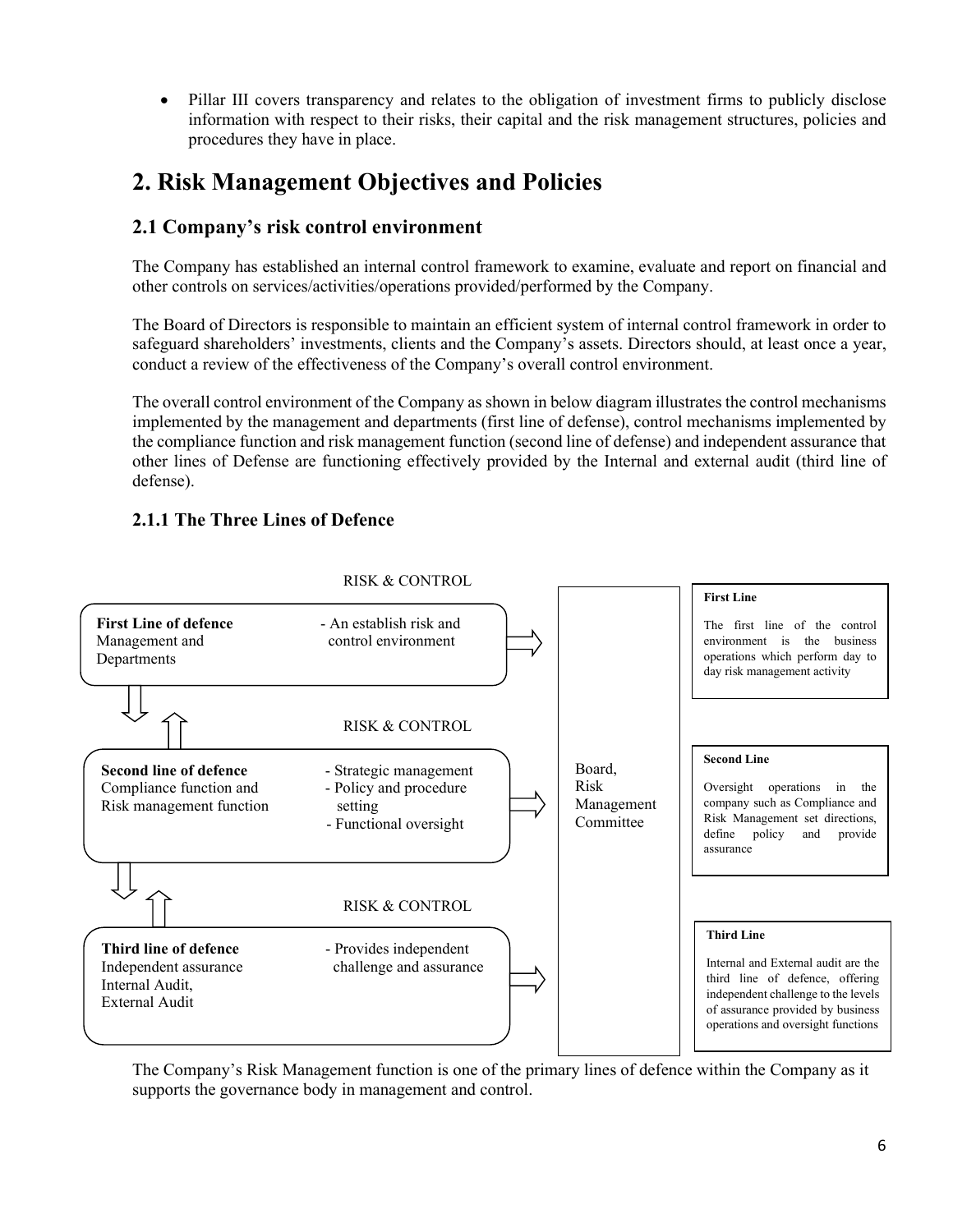- Pillar III covers transparency and relates to the obligation of investment firms to publicly disclose information with respect to their risks, their capital and the risk management structures, policies and procedures they have in place.

# 2. Risk Management Objectives and Policies

## 2.1 Company's risk control environment

The Company has established an internal control framework to examine, evaluate and report on financial and other controls on services/activities/operations provided/performed by the Company.

The Board of Directors is responsible to maintain an efficient system of internal control framework in order to safeguard shareholders' investments, clients and the Company's assets. Directors should, at least once a year, conduct a review of the effectiveness of the Company's overall control environment.

The overall control environment of the Company as shown in below diagram illustrates the control mechanisms implemented by the management and departments (first line of defense), control mechanisms implemented by the compliance function and risk management function (second line of defense) and independent assurance that other lines of Defense are functioning effectively provided by the Internal and external audit (third line of defense).

### 2.1.1 The Three Lines of Defence

RISK & CONTROL

**First Line of defence**
Management and Departments

- An establish risk and control environment

RISK & CONTROL

**Second line of defence**
Compliance function and Risk management function

- Strategic management
- Policy and procedure setting
- Functional oversight

RISK & CONTROL

**Third line of defence**
Independent assurance
Internal Audit,
External Audit

- Provides independent challenge and assurance

Board, Risk Management Committee

**First Line**

The first line of the control environment is the business operations which perform day to day risk management activity

**Second Line**

Oversight operations in the company such as Compliance and Risk Management set directions, define policy and provide assurance

**Third Line**

Internal and External audit are the third line of defence, offering independent challenge to the levels of assurance provided by business operations and oversight functions

The Company's Risk Management function is one of the primary lines of defence within the Company as it supports the governance body in management and control.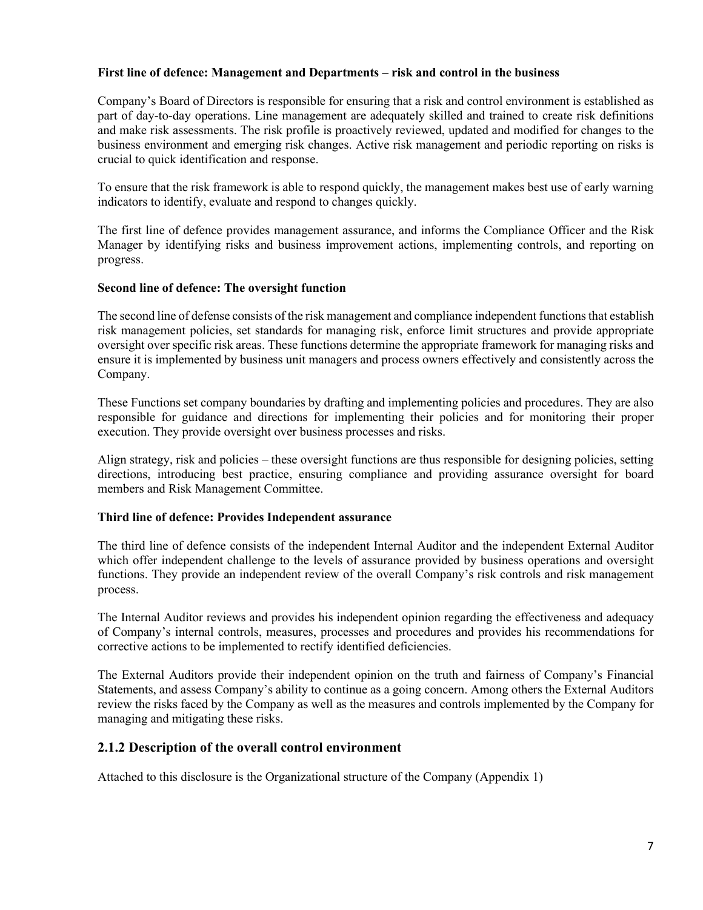**First line of defence: Management and Departments – risk and control in the business**

Company's Board of Directors is responsible for ensuring that a risk and control environment is established as part of day-to-day operations. Line management are adequately skilled and trained to create risk definitions and make risk assessments. The risk profile is proactively reviewed, updated and modified for changes to the business environment and emerging risk changes. Active risk management and periodic reporting on risks is crucial to quick identification and response.

To ensure that the risk framework is able to respond quickly, the management makes best use of early warning indicators to identify, evaluate and respond to changes quickly.

The first line of defence provides management assurance, and informs the Compliance Officer and the Risk Manager by identifying risks and business improvement actions, implementing controls, and reporting on progress.

**Second line of defence: The oversight function**

The second line of defense consists of the risk management and compliance independent functions that establish risk management policies, set standards for managing risk, enforce limit structures and provide appropriate oversight over specific risk areas. These functions determine the appropriate framework for managing risks and ensure it is implemented by business unit managers and process owners effectively and consistently across the Company.

These Functions set company boundaries by drafting and implementing policies and procedures. They are also responsible for guidance and directions for implementing their policies and for monitoring their proper execution. They provide oversight over business processes and risks.

Align strategy, risk and policies – these oversight functions are thus responsible for designing policies, setting directions, introducing best practice, ensuring compliance and providing assurance oversight for board members and Risk Management Committee.

**Third line of defence: Provides Independent assurance**

The third line of defence consists of the independent Internal Auditor and the independent External Auditor which offer independent challenge to the levels of assurance provided by business operations and oversight functions. They provide an independent review of the overall Company's risk controls and risk management process.

The Internal Auditor reviews and provides his independent opinion regarding the effectiveness and adequacy of Company's internal controls, measures, processes and procedures and provides his recommendations for corrective actions to be implemented to rectify identified deficiencies.

The External Auditors provide their independent opinion on the truth and fairness of Company's Financial Statements, and assess Company's ability to continue as a going concern. Among others the External Auditors review the risks faced by the Company as well as the measures and controls implemented by the Company for managing and mitigating these risks.

## 2.1.2 Description of the overall control environment

Attached to this disclosure is the Organizational structure of the Company (Appendix 1)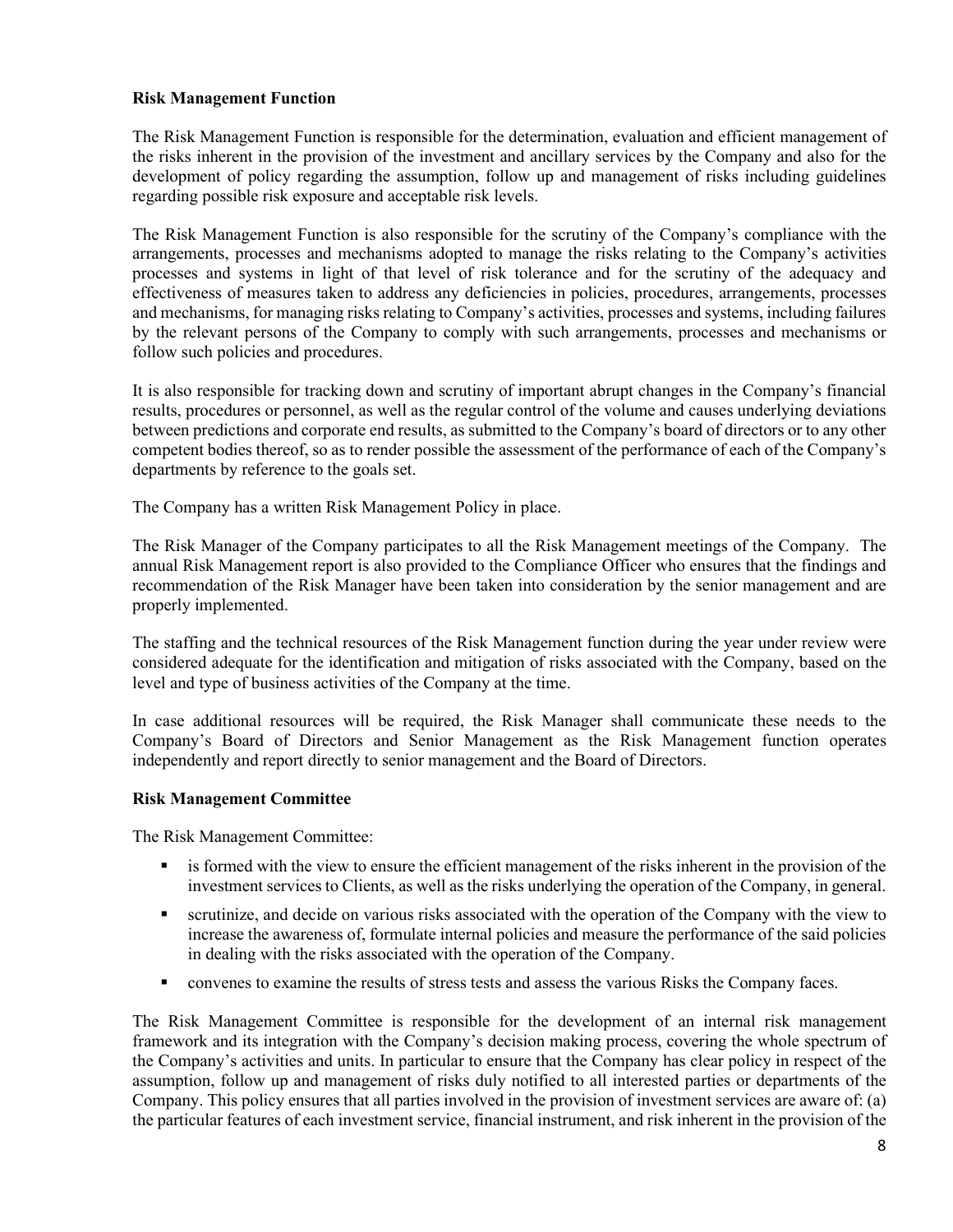**Risk Management Function**

The Risk Management Function is responsible for the determination, evaluation and efficient management of the risks inherent in the provision of the investment and ancillary services by the Company and also for the development of policy regarding the assumption, follow up and management of risks including guidelines regarding possible risk exposure and acceptable risk levels.

The Risk Management Function is also responsible for the scrutiny of the Company's compliance with the arrangements, processes and mechanisms adopted to manage the risks relating to the Company's activities processes and systems in light of that level of risk tolerance and for the scrutiny of the adequacy and effectiveness of measures taken to address any deficiencies in policies, procedures, arrangements, processes and mechanisms, for managing risks relating to Company's activities, processes and systems, including failures by the relevant persons of the Company to comply with such arrangements, processes and mechanisms or follow such policies and procedures.

It is also responsible for tracking down and scrutiny of important abrupt changes in the Company's financial results, procedures or personnel, as well as the regular control of the volume and causes underlying deviations between predictions and corporate end results, as submitted to the Company's board of directors or to any other competent bodies thereof, so as to render possible the assessment of the performance of each of the Company's departments by reference to the goals set.

The Company has a written Risk Management Policy in place.

The Risk Manager of the Company participates to all the Risk Management meetings of the Company. The annual Risk Management report is also provided to the Compliance Officer who ensures that the findings and recommendation of the Risk Manager have been taken into consideration by the senior management and are properly implemented.

The staffing and the technical resources of the Risk Management function during the year under review were considered adequate for the identification and mitigation of risks associated with the Company, based on the level and type of business activities of the Company at the time.

In case additional resources will be required, the Risk Manager shall communicate these needs to the Company's Board of Directors and Senior Management as the Risk Management function operates independently and report directly to senior management and the Board of Directors.

**Risk Management Committee**

The Risk Management Committee:

- is formed with the view to ensure the efficient management of the risks inherent in the provision of the investment services to Clients, as well as the risks underlying the operation of the Company, in general.
- scrutinize, and decide on various risks associated with the operation of the Company with the view to increase the awareness of, formulate internal policies and measure the performance of the said policies in dealing with the risks associated with the operation of the Company.
- convenes to examine the results of stress tests and assess the various Risks the Company faces.

The Risk Management Committee is responsible for the development of an internal risk management framework and its integration with the Company's decision making process, covering the whole spectrum of the Company's activities and units. In particular to ensure that the Company has clear policy in respect of the assumption, follow up and management of risks duly notified to all interested parties or departments of the Company. This policy ensures that all parties involved in the provision of investment services are aware of: (a) the particular features of each investment service, financial instrument, and risk inherent in the provision of the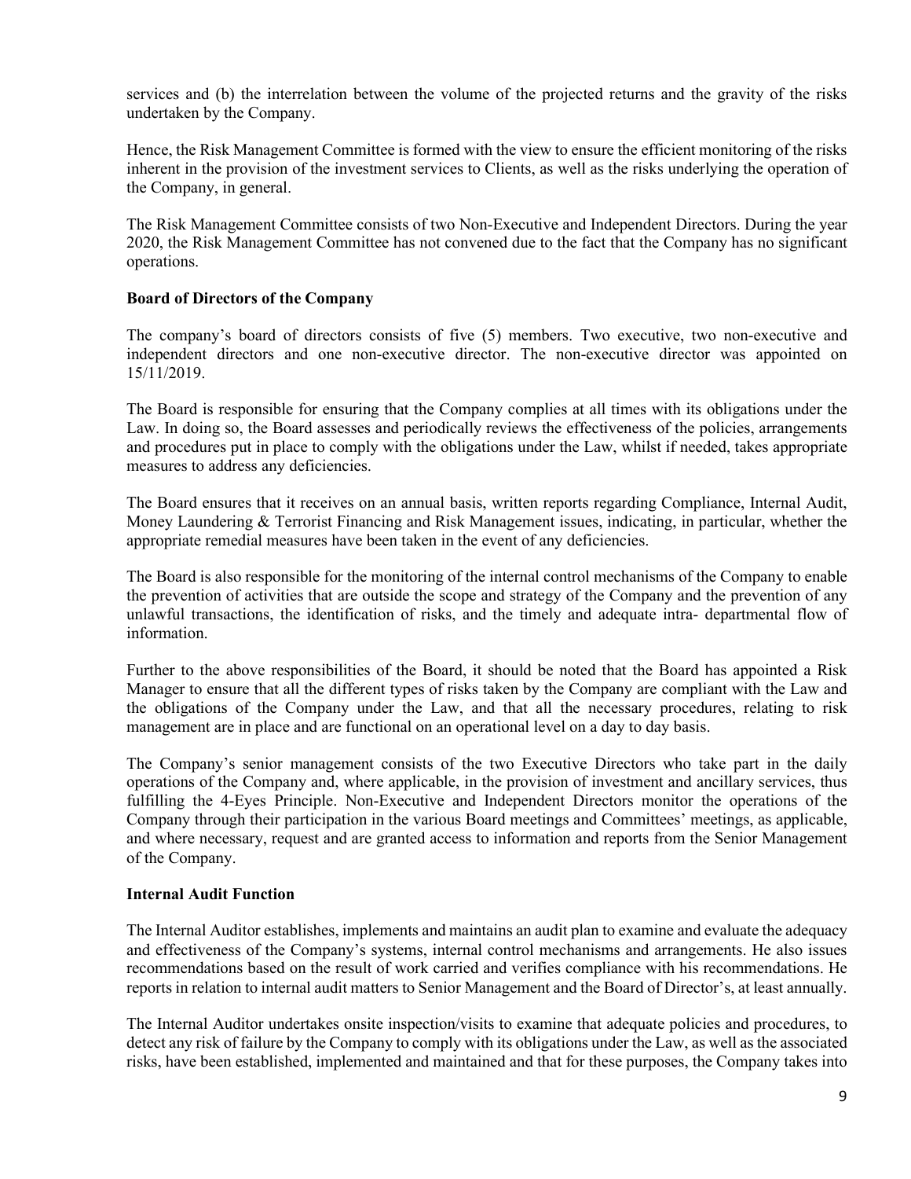services and (b) the interrelation between the volume of the projected returns and the gravity of the risks undertaken by the Company.

Hence, the Risk Management Committee is formed with the view to ensure the efficient monitoring of the risks inherent in the provision of the investment services to Clients, as well as the risks underlying the operation of the Company, in general.

The Risk Management Committee consists of two Non-Executive and Independent Directors. During the year 2020, the Risk Management Committee has not convened due to the fact that the Company has no significant operations.

**Board of Directors of the Company**

The company's board of directors consists of five (5) members. Two executive, two non-executive and independent directors and one non-executive director. The non-executive director was appointed on 15/11/2019.

The Board is responsible for ensuring that the Company complies at all times with its obligations under the Law. In doing so, the Board assesses and periodically reviews the effectiveness of the policies, arrangements and procedures put in place to comply with the obligations under the Law, whilst if needed, takes appropriate measures to address any deficiencies.

The Board ensures that it receives on an annual basis, written reports regarding Compliance, Internal Audit, Money Laundering & Terrorist Financing and Risk Management issues, indicating, in particular, whether the appropriate remedial measures have been taken in the event of any deficiencies.

The Board is also responsible for the monitoring of the internal control mechanisms of the Company to enable the prevention of activities that are outside the scope and strategy of the Company and the prevention of any unlawful transactions, the identification of risks, and the timely and adequate intra- departmental flow of information.

Further to the above responsibilities of the Board, it should be noted that the Board has appointed a Risk Manager to ensure that all the different types of risks taken by the Company are compliant with the Law and the obligations of the Company under the Law, and that all the necessary procedures, relating to risk management are in place and are functional on an operational level on a day to day basis.

The Company's senior management consists of the two Executive Directors who take part in the daily operations of the Company and, where applicable, in the provision of investment and ancillary services, thus fulfilling the 4-Eyes Principle. Non-Executive and Independent Directors monitor the operations of the Company through their participation in the various Board meetings and Committees' meetings, as applicable, and where necessary, request and are granted access to information and reports from the Senior Management of the Company.

**Internal Audit Function**

The Internal Auditor establishes, implements and maintains an audit plan to examine and evaluate the adequacy and effectiveness of the Company's systems, internal control mechanisms and arrangements. He also issues recommendations based on the result of work carried and verifies compliance with his recommendations. He reports in relation to internal audit matters to Senior Management and the Board of Director's, at least annually.

The Internal Auditor undertakes onsite inspection/visits to examine that adequate policies and procedures, to detect any risk of failure by the Company to comply with its obligations under the Law, as well as the associated risks, have been established, implemented and maintained and that for these purposes, the Company takes into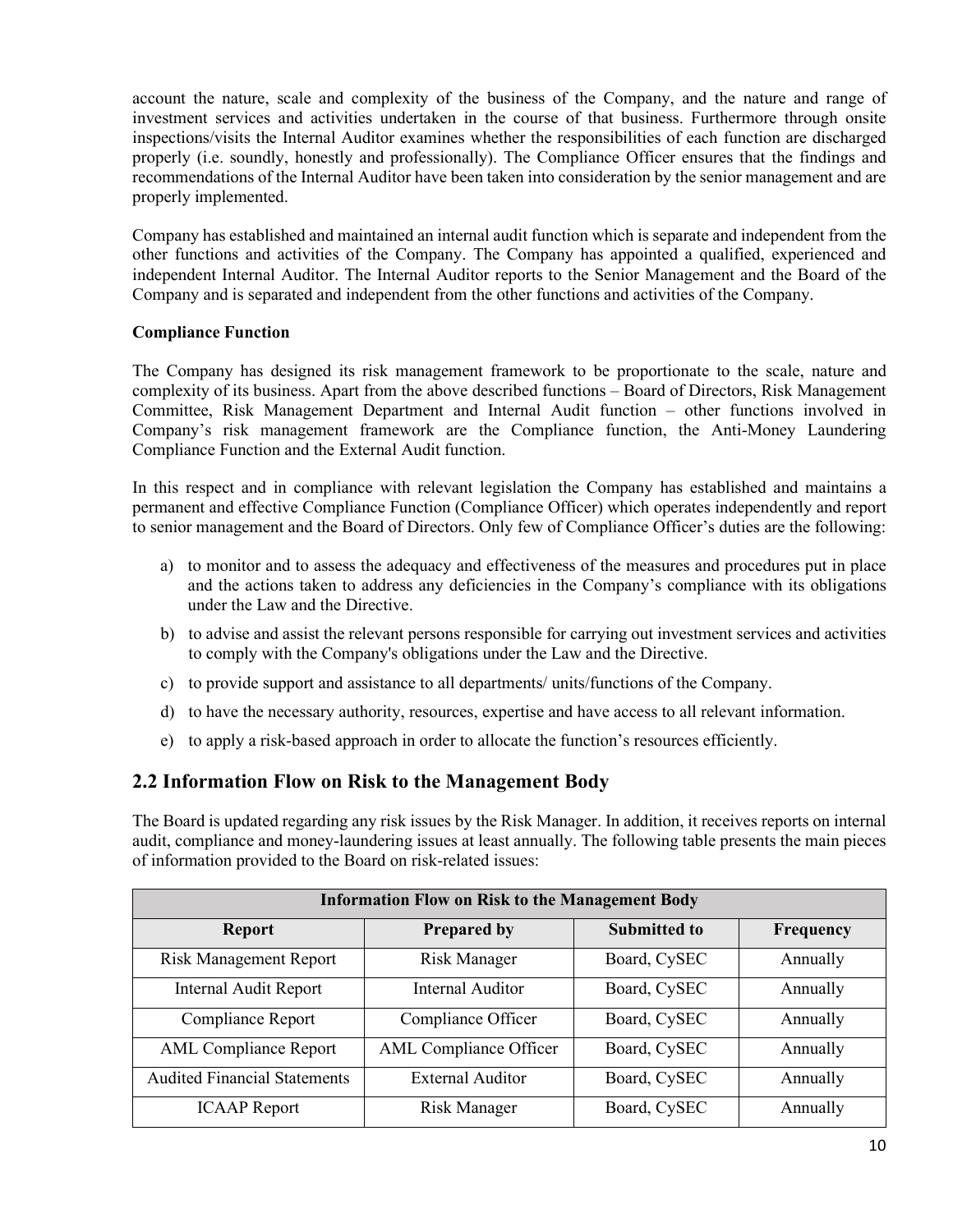account the nature, scale and complexity of the business of the Company, and the nature and range of investment services and activities undertaken in the course of that business. Furthermore through onsite inspections/visits the Internal Auditor examines whether the responsibilities of each function are discharged properly (i.e. soundly, honestly and professionally). The Compliance Officer ensures that the findings and recommendations of the Internal Auditor have been taken into consideration by the senior management and are properly implemented.

Company has established and maintained an internal audit function which is separate and independent from the other functions and activities of the Company. The Company has appointed a qualified, experienced and independent Internal Auditor. The Internal Auditor reports to the Senior Management and the Board of the Company and is separated and independent from the other functions and activities of the Company.

**Compliance Function**

The Company has designed its risk management framework to be proportionate to the scale, nature and complexity of its business. Apart from the above described functions – Board of Directors, Risk Management Committee, Risk Management Department and Internal Audit function – other functions involved in Company's risk management framework are the Compliance function, the Anti-Money Laundering Compliance Function and the External Audit function.

In this respect and in compliance with relevant legislation the Company has established and maintains a permanent and effective Compliance Function (Compliance Officer) which operates independently and report to senior management and the Board of Directors. Only few of Compliance Officer's duties are the following:

a) to monitor and to assess the adequacy and effectiveness of the measures and procedures put in place and the actions taken to address any deficiencies in the Company's compliance with its obligations under the Law and the Directive.

b) to advise and assist the relevant persons responsible for carrying out investment services and activities to comply with the Company's obligations under the Law and the Directive.

c) to provide support and assistance to all departments/ units/functions of the Company.

d) to have the necessary authority, resources, expertise and have access to all relevant information.

e) to apply a risk-based approach in order to allocate the function's resources efficiently.

## 2.2 Information Flow on Risk to the Management Body

The Board is updated regarding any risk issues by the Risk Manager. In addition, it receives reports on internal audit, compliance and money-laundering issues at least annually. The following table presents the main pieces of information provided to the Board on risk-related issues:

| Information Flow on Risk to the Management Body | | | |
|---|---|---|---|
| **Report** | **Prepared by** | **Submitted to** | **Frequency** |
| Risk Management Report | Risk Manager | Board, CySEC | Annually |
| Internal Audit Report | Internal Auditor | Board, CySEC | Annually |
| Compliance Report | Compliance Officer | Board, CySEC | Annually |
| AML Compliance Report | AML Compliance Officer | Board, CySEC | Annually |
| Audited Financial Statements | External Auditor | Board, CySEC | Annually |
| ICAAP Report | Risk Manager | Board, CySEC | Annually |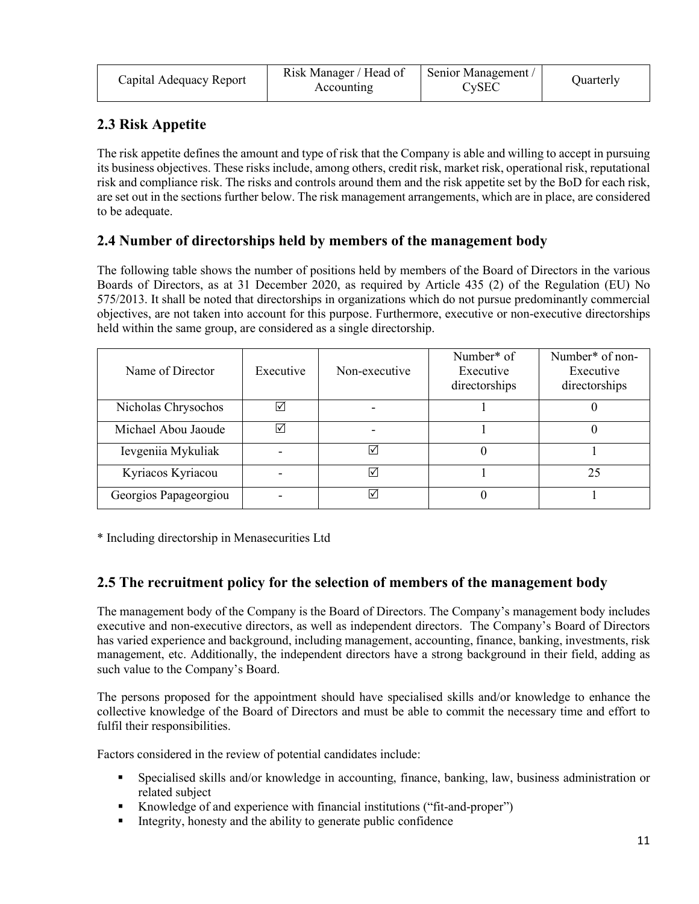| Capital Adequacy Report | Risk Manager / Head of Accounting | Senior Management / CySEC | Quarterly |
|---|---|---|---|

## 2.3 Risk Appetite

The risk appetite defines the amount and type of risk that the Company is able and willing to accept in pursuing its business objectives. These risks include, among others, credit risk, market risk, operational risk, reputational risk and compliance risk. The risks and controls around them and the risk appetite set by the BoD for each risk, are set out in the sections further below. The risk management arrangements, which are in place, are considered to be adequate.

## 2.4 Number of directorships held by members of the management body

The following table shows the number of positions held by members of the Board of Directors in the various Boards of Directors, as at 31 December 2020, as required by Article 435 (2) of the Regulation (EU) No 575/2013. It shall be noted that directorships in organizations which do not pursue predominantly commercial objectives, are not taken into account for this purpose. Furthermore, executive or non-executive directorships held within the same group, are considered as a single directorship.

| Name of Director | Executive | Non-executive | Number* of Executive directorships | Number* of non-Executive directorships |
|---|---|---|---|---|
| Nicholas Chrysochos | ☑ | - | 1 | 0 |
| Michael Abou Jaoude | ☑ | - | 1 | 0 |
| Ievgeniia Mykuliak | - | ☑ | 0 | 1 |
| Kyriacos Kyriacou | - | ☑ | 1 | 25 |
| Georgios Papageorgiou | - | ☑ | 0 | 1 |

* Including directorship in Menasecurities Ltd

## 2.5 The recruitment policy for the selection of members of the management body

The management body of the Company is the Board of Directors. The Company's management body includes executive and non-executive directors, as well as independent directors. The Company's Board of Directors has varied experience and background, including management, accounting, finance, banking, investments, risk management, etc. Additionally, the independent directors have a strong background in their field, adding as such value to the Company's Board.

The persons proposed for the appointment should have specialised skills and/or knowledge to enhance the collective knowledge of the Board of Directors and must be able to commit the necessary time and effort to fulfil their responsibilities.

Factors considered in the review of potential candidates include:

- Specialised skills and/or knowledge in accounting, finance, banking, law, business administration or related subject
- Knowledge of and experience with financial institutions ("fit-and-proper")
- Integrity, honesty and the ability to generate public confidence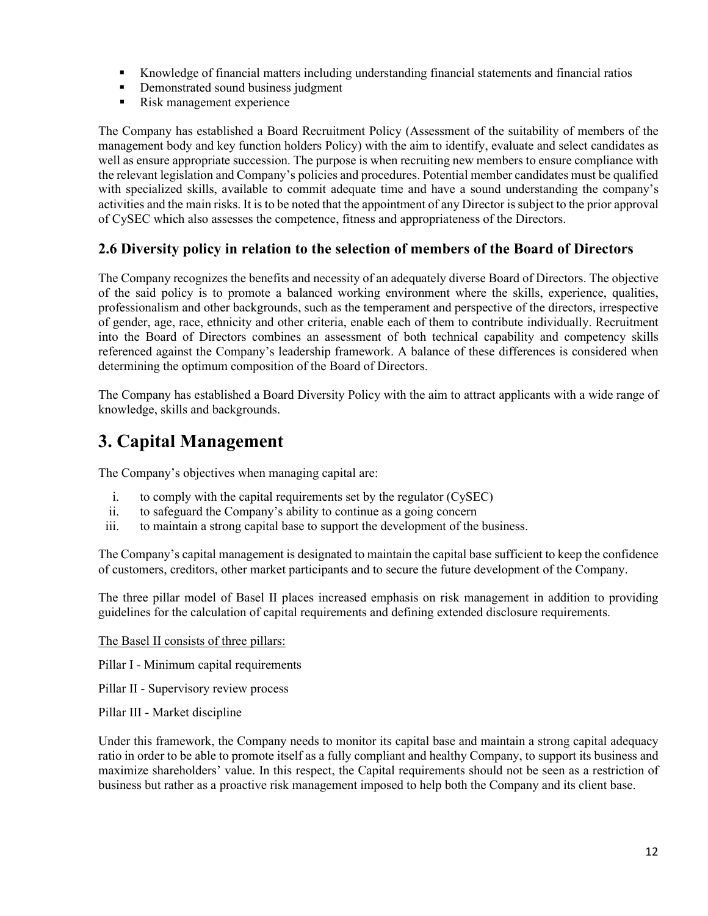- Knowledge of financial matters including understanding financial statements and financial ratios
- Demonstrated sound business judgment
- Risk management experience

The Company has established a Board Recruitment Policy (Assessment of the suitability of members of the management body and key function holders Policy) with the aim to identify, evaluate and select candidates as well as ensure appropriate succession. The purpose is when recruiting new members to ensure compliance with the relevant legislation and Company's policies and procedures. Potential member candidates must be qualified with specialized skills, available to commit adequate time and have a sound understanding the company's activities and the main risks. It is to be noted that the appointment of any Director is subject to the prior approval of CySEC which also assesses the competence, fitness and appropriateness of the Directors.

## 2.6 Diversity policy in relation to the selection of members of the Board of Directors

The Company recognizes the benefits and necessity of an adequately diverse Board of Directors. The objective of the said policy is to promote a balanced working environment where the skills, experience, qualities, professionalism and other backgrounds, such as the temperament and perspective of the directors, irrespective of gender, age, race, ethnicity and other criteria, enable each of them to contribute individually. Recruitment into the Board of Directors combines an assessment of both technical capability and competency skills referenced against the Company's leadership framework. A balance of these differences is considered when determining the optimum composition of the Board of Directors.

The Company has established a Board Diversity Policy with the aim to attract applicants with a wide range of knowledge, skills and backgrounds.

# 3. Capital Management

The Company's objectives when managing capital are:

i. to comply with the capital requirements set by the regulator (CySEC)
ii. to safeguard the Company's ability to continue as a going concern
iii. to maintain a strong capital base to support the development of the business.

The Company's capital management is designated to maintain the capital base sufficient to keep the confidence of customers, creditors, other market participants and to secure the future development of the Company.

The three pillar model of Basel II places increased emphasis on risk management in addition to providing guidelines for the calculation of capital requirements and defining extended disclosure requirements.

The Basel II consists of three pillars:

Pillar I - Minimum capital requirements

Pillar II - Supervisory review process

Pillar III - Market discipline

Under this framework, the Company needs to monitor its capital base and maintain a strong capital adequacy ratio in order to be able to promote itself as a fully compliant and healthy Company, to support its business and maximize shareholders' value. In this respect, the Capital requirements should not be seen as a restriction of business but rather as a proactive risk management imposed to help both the Company and its client base.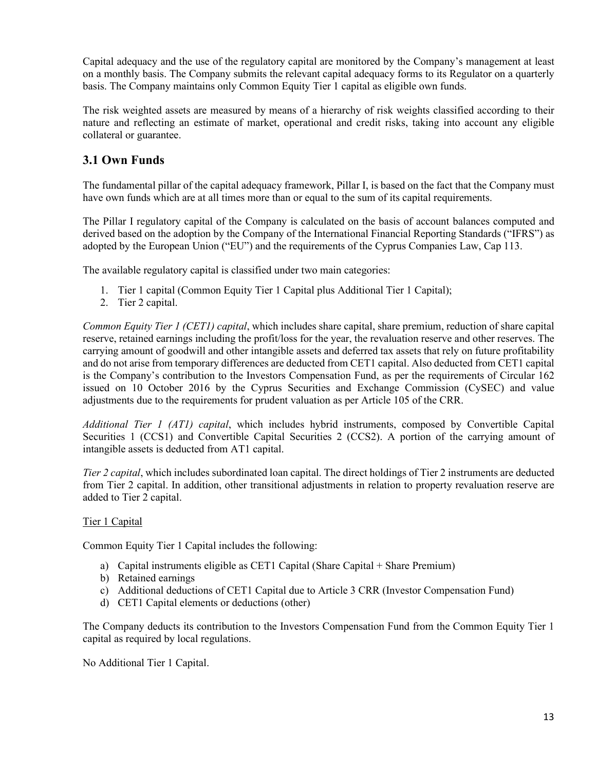Capital adequacy and the use of the regulatory capital are monitored by the Company's management at least on a monthly basis. The Company submits the relevant capital adequacy forms to its Regulator on a quarterly basis. The Company maintains only Common Equity Tier 1 capital as eligible own funds.

The risk weighted assets are measured by means of a hierarchy of risk weights classified according to their nature and reflecting an estimate of market, operational and credit risks, taking into account any eligible collateral or guarantee.

## 3.1 Own Funds

The fundamental pillar of the capital adequacy framework, Pillar I, is based on the fact that the Company must have own funds which are at all times more than or equal to the sum of its capital requirements.

The Pillar I regulatory capital of the Company is calculated on the basis of account balances computed and derived based on the adoption by the Company of the International Financial Reporting Standards ("IFRS") as adopted by the European Union ("EU") and the requirements of the Cyprus Companies Law, Cap 113.

The available regulatory capital is classified under two main categories:

1. Tier 1 capital (Common Equity Tier 1 Capital plus Additional Tier 1 Capital);
2. Tier 2 capital.

*Common Equity Tier 1 (CET1) capital*, which includes share capital, share premium, reduction of share capital reserve, retained earnings including the profit/loss for the year, the revaluation reserve and other reserves. The carrying amount of goodwill and other intangible assets and deferred tax assets that rely on future profitability and do not arise from temporary differences are deducted from CET1 capital. Also deducted from CET1 capital is the Company's contribution to the Investors Compensation Fund, as per the requirements of Circular 162 issued on 10 October 2016 by the Cyprus Securities and Exchange Commission (CySEC) and value adjustments due to the requirements for prudent valuation as per Article 105 of the CRR.

*Additional Tier 1 (AT1) capital*, which includes hybrid instruments, composed by Convertible Capital Securities 1 (CCS1) and Convertible Capital Securities 2 (CCS2). A portion of the carrying amount of intangible assets is deducted from AT1 capital.

*Tier 2 capital*, which includes subordinated loan capital. The direct holdings of Tier 2 instruments are deducted from Tier 2 capital. In addition, other transitional adjustments in relation to property revaluation reserve are added to Tier 2 capital.

<u>Tier 1 Capital</u>

Common Equity Tier 1 Capital includes the following:

a) Capital instruments eligible as CET1 Capital (Share Capital + Share Premium)
b) Retained earnings
c) Additional deductions of CET1 Capital due to Article 3 CRR (Investor Compensation Fund)
d) CET1 Capital elements or deductions (other)

The Company deducts its contribution to the Investors Compensation Fund from the Common Equity Tier 1 capital as required by local regulations.

No Additional Tier 1 Capital.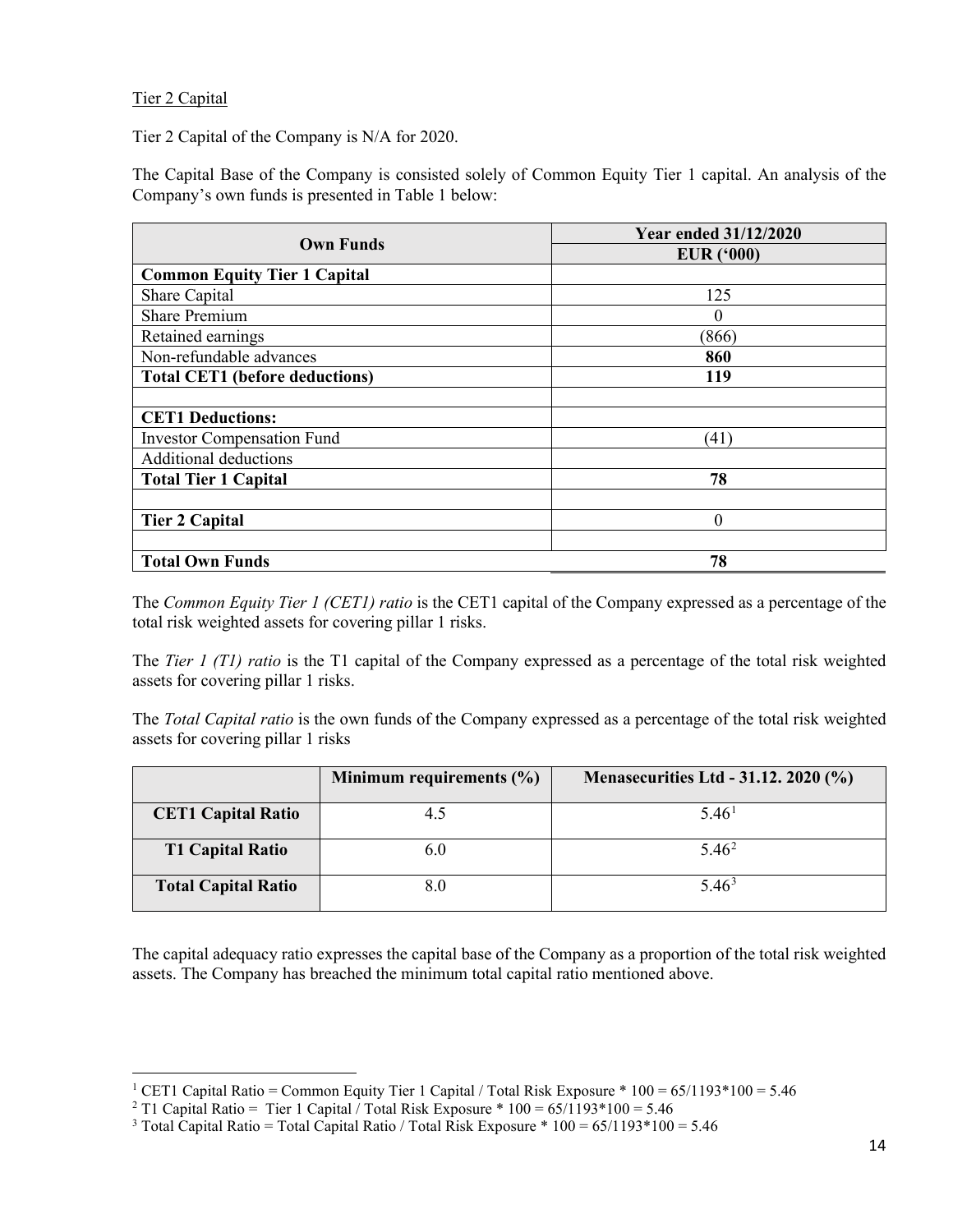Tier 2 Capital

Tier 2 Capital of the Company is N/A for 2020.

The Capital Base of the Company is consisted solely of Common Equity Tier 1 capital. An analysis of the Company's own funds is presented in Table 1 below:

| Own Funds | Year ended 31/12/2020 |
|---|---|
| | **EUR ('000)** |
| **Common Equity Tier 1 Capital** | |
| Share Capital | 125 |
| Share Premium | 0 |
| Retained earnings | (866) |
| Non-refundable advances | **860** |
| **Total CET1 (before deductions)** | **119** |
| | |
| **CET1 Deductions:** | |
| Investor Compensation Fund | (41) |
| Additional deductions | |
| **Total Tier 1 Capital** | **78** |
| | |
| **Tier 2 Capital** | 0 |
| | |
| **Total Own Funds** | **78** |

The *Common Equity Tier 1 (CET1) ratio* is the CET1 capital of the Company expressed as a percentage of the total risk weighted assets for covering pillar 1 risks.

The *Tier 1 (T1) ratio* is the T1 capital of the Company expressed as a percentage of the total risk weighted assets for covering pillar 1 risks.

The *Total Capital ratio* is the own funds of the Company expressed as a percentage of the total risk weighted assets for covering pillar 1 risks

| | Minimum requirements (%) | Menasecurities Ltd - 31.12. 2020 (%) |
|---|---|---|
| **CET1 Capital Ratio** | 4.5 | 5.46[1] |
| **T1 Capital Ratio** | 6.0 | 5.46[2] |
| **Total Capital Ratio** | 8.0 | 5.46[3] |

The capital adequacy ratio expresses the capital base of the Company as a proportion of the total risk weighted assets. The Company has breached the minimum total capital ratio mentioned above.

---

[1] CET1 Capital Ratio = Common Equity Tier 1 Capital / Total Risk Exposure * 100 = 65/1193*100 = 5.46

[2] T1 Capital Ratio = Tier 1 Capital / Total Risk Exposure * 100 = 65/1193*100 = 5.46

[3] Total Capital Ratio = Total Capital Ratio / Total Risk Exposure * 100 = 65/1193*100 = 5.46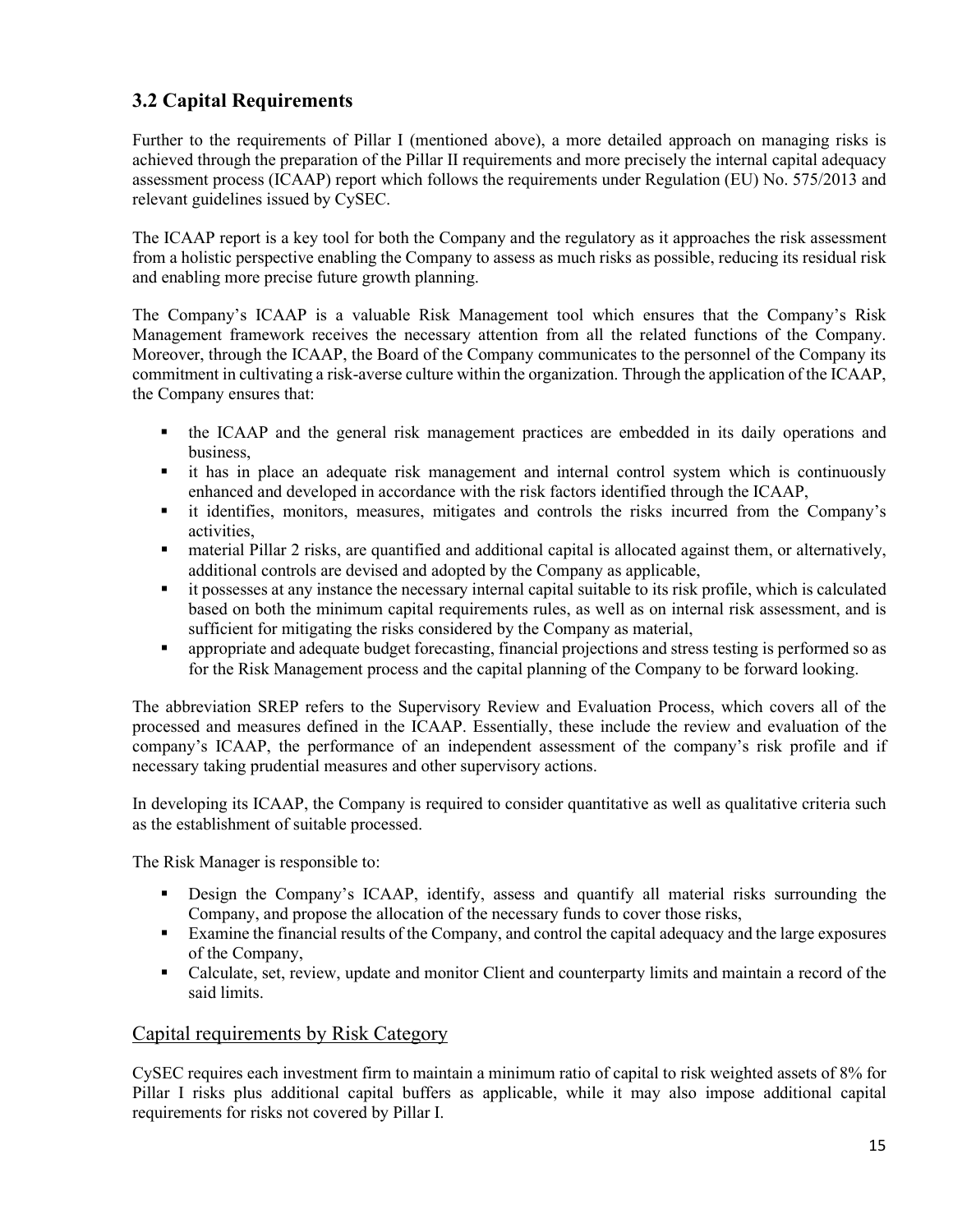## 3.2 Capital Requirements

Further to the requirements of Pillar I (mentioned above), a more detailed approach on managing risks is achieved through the preparation of the Pillar II requirements and more precisely the internal capital adequacy assessment process (ICAAP) report which follows the requirements under Regulation (EU) No. 575/2013 and relevant guidelines issued by CySEC.

The ICAAP report is a key tool for both the Company and the regulatory as it approaches the risk assessment from a holistic perspective enabling the Company to assess as much risks as possible, reducing its residual risk and enabling more precise future growth planning.

The Company's ICAAP is a valuable Risk Management tool which ensures that the Company's Risk Management framework receives the necessary attention from all the related functions of the Company. Moreover, through the ICAAP, the Board of the Company communicates to the personnel of the Company its commitment in cultivating a risk-averse culture within the organization. Through the application of the ICAAP, the Company ensures that:

- the ICAAP and the general risk management practices are embedded in its daily operations and business,
- it has in place an adequate risk management and internal control system which is continuously enhanced and developed in accordance with the risk factors identified through the ICAAP,
- it identifies, monitors, measures, mitigates and controls the risks incurred from the Company's activities,
- material Pillar 2 risks, are quantified and additional capital is allocated against them, or alternatively, additional controls are devised and adopted by the Company as applicable,
- it possesses at any instance the necessary internal capital suitable to its risk profile, which is calculated based on both the minimum capital requirements rules, as well as on internal risk assessment, and is sufficient for mitigating the risks considered by the Company as material,
- appropriate and adequate budget forecasting, financial projections and stress testing is performed so as for the Risk Management process and the capital planning of the Company to be forward looking.

The abbreviation SREP refers to the Supervisory Review and Evaluation Process, which covers all of the processed and measures defined in the ICAAP. Essentially, these include the review and evaluation of the company's ICAAP, the performance of an independent assessment of the company's risk profile and if necessary taking prudential measures and other supervisory actions.

In developing its ICAAP, the Company is required to consider quantitative as well as qualitative criteria such as the establishment of suitable processed.

The Risk Manager is responsible to:

- Design the Company's ICAAP, identify, assess and quantify all material risks surrounding the Company, and propose the allocation of the necessary funds to cover those risks,
- Examine the financial results of the Company, and control the capital adequacy and the large exposures of the Company,
- Calculate, set, review, update and monitor Client and counterparty limits and maintain a record of the said limits.

### Capital requirements by Risk Category

CySEC requires each investment firm to maintain a minimum ratio of capital to risk weighted assets of 8% for Pillar I risks plus additional capital buffers as applicable, while it may also impose additional capital requirements for risks not covered by Pillar I.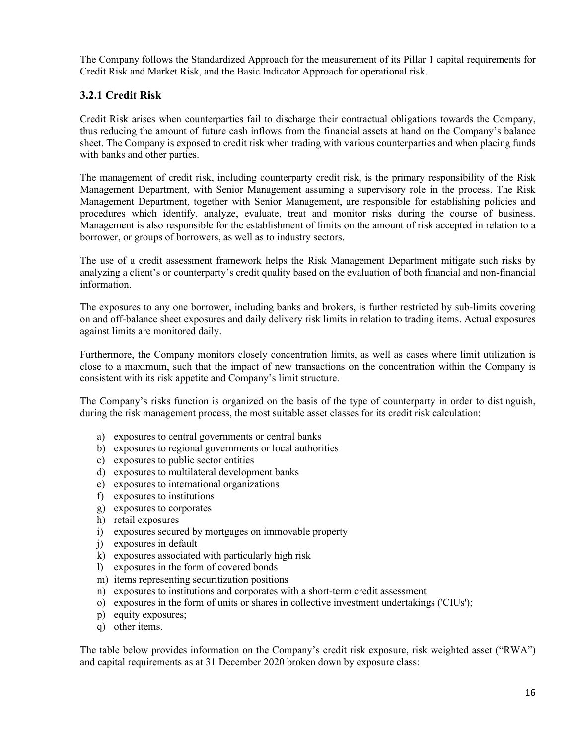The Company follows the Standardized Approach for the measurement of its Pillar 1 capital requirements for Credit Risk and Market Risk, and the Basic Indicator Approach for operational risk.

### 3.2.1 Credit Risk

Credit Risk arises when counterparties fail to discharge their contractual obligations towards the Company, thus reducing the amount of future cash inflows from the financial assets at hand on the Company's balance sheet. The Company is exposed to credit risk when trading with various counterparties and when placing funds with banks and other parties.

The management of credit risk, including counterparty credit risk, is the primary responsibility of the Risk Management Department, with Senior Management assuming a supervisory role in the process. The Risk Management Department, together with Senior Management, are responsible for establishing policies and procedures which identify, analyze, evaluate, treat and monitor risks during the course of business. Management is also responsible for the establishment of limits on the amount of risk accepted in relation to a borrower, or groups of borrowers, as well as to industry sectors.

The use of a credit assessment framework helps the Risk Management Department mitigate such risks by analyzing a client's or counterparty's credit quality based on the evaluation of both financial and non-financial information.

The exposures to any one borrower, including banks and brokers, is further restricted by sub-limits covering on and off-balance sheet exposures and daily delivery risk limits in relation to trading items. Actual exposures against limits are monitored daily.

Furthermore, the Company monitors closely concentration limits, as well as cases where limit utilization is close to a maximum, such that the impact of new transactions on the concentration within the Company is consistent with its risk appetite and Company's limit structure.

The Company's risks function is organized on the basis of the type of counterparty in order to distinguish, during the risk management process, the most suitable asset classes for its credit risk calculation:

a) exposures to central governments or central banks
b) exposures to regional governments or local authorities
c) exposures to public sector entities
d) exposures to multilateral development banks
e) exposures to international organizations
f) exposures to institutions
g) exposures to corporates
h) retail exposures
i) exposures secured by mortgages on immovable property
j) exposures in default
k) exposures associated with particularly high risk
l) exposures in the form of covered bonds
m) items representing securitization positions
n) exposures to institutions and corporates with a short-term credit assessment
o) exposures in the form of units or shares in collective investment undertakings ('CIUs');
p) equity exposures;
q) other items.

The table below provides information on the Company's credit risk exposure, risk weighted asset ("RWA") and capital requirements as at 31 December 2020 broken down by exposure class: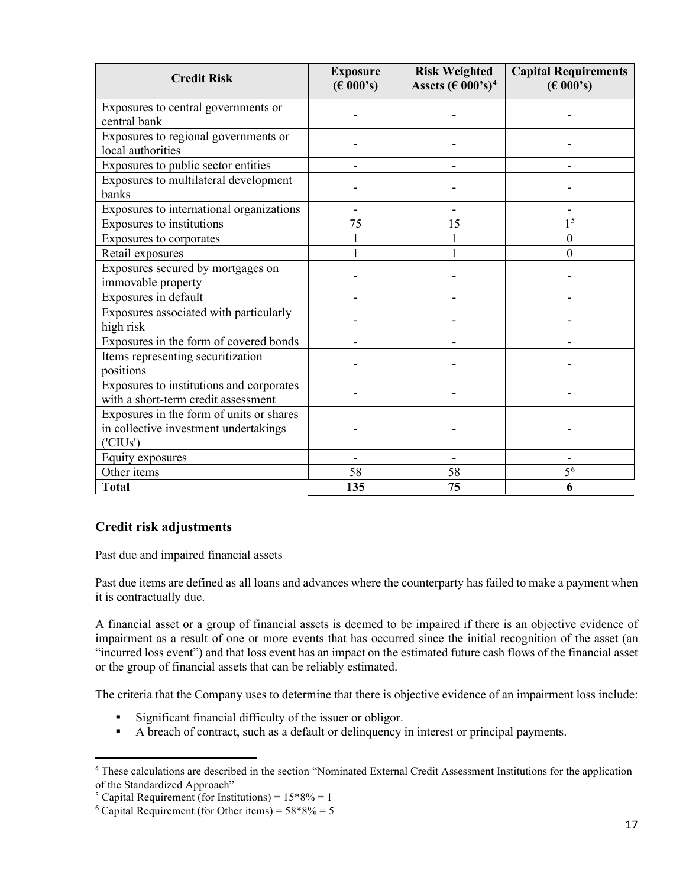| Credit Risk | Exposure (€ 000's) | Risk Weighted Assets (€ 000's)[4] | Capital Requirements (€ 000's) |
|---|---|---|---|
| Exposures to central governments or central bank | - | - | - |
| Exposures to regional governments or local authorities | - | - | - |
| Exposures to public sector entities | - | - | - |
| Exposures to multilateral development banks | - | - | - |
| Exposures to international organizations | - | - | - |
| Exposures to institutions | 75 | 15 | 1[5] |
| Exposures to corporates | 1 | 1 | 0 |
| Retail exposures | 1 | 1 | 0 |
| Exposures secured by mortgages on immovable property | - | - | - |
| Exposures in default | - | - | - |
| Exposures associated with particularly high risk | - | - | - |
| Exposures in the form of covered bonds | - | - | - |
| Items representing securitization positions | - | - | - |
| Exposures to institutions and corporates with a short-term credit assessment | - | - | - |
| Exposures in the form of units or shares in collective investment undertakings ('CIUs') | - | - | - |
| Equity exposures | - | - | - |
| Other items | 58 | 58 | 5[6] |
| **Total** | **135** | **75** | **6** |

## Credit risk adjustments

Past due and impaired financial assets

Past due items are defined as all loans and advances where the counterparty has failed to make a payment when it is contractually due.

A financial asset or a group of financial assets is deemed to be impaired if there is an objective evidence of impairment as a result of one or more events that has occurred since the initial recognition of the asset (an "incurred loss event") and that loss event has an impact on the estimated future cash flows of the financial asset or the group of financial assets that can be reliably estimated.

The criteria that the Company uses to determine that there is objective evidence of an impairment loss include:

- Significant financial difficulty of the issuer or obligor.
- A breach of contract, such as a default or delinquency in interest or principal payments.

[4] These calculations are described in the section "Nominated External Credit Assessment Institutions for the application of the Standardized Approach"

[5] Capital Requirement (for Institutions) = 15*8% = 1

[6] Capital Requirement (for Other items) = 58*8% = 5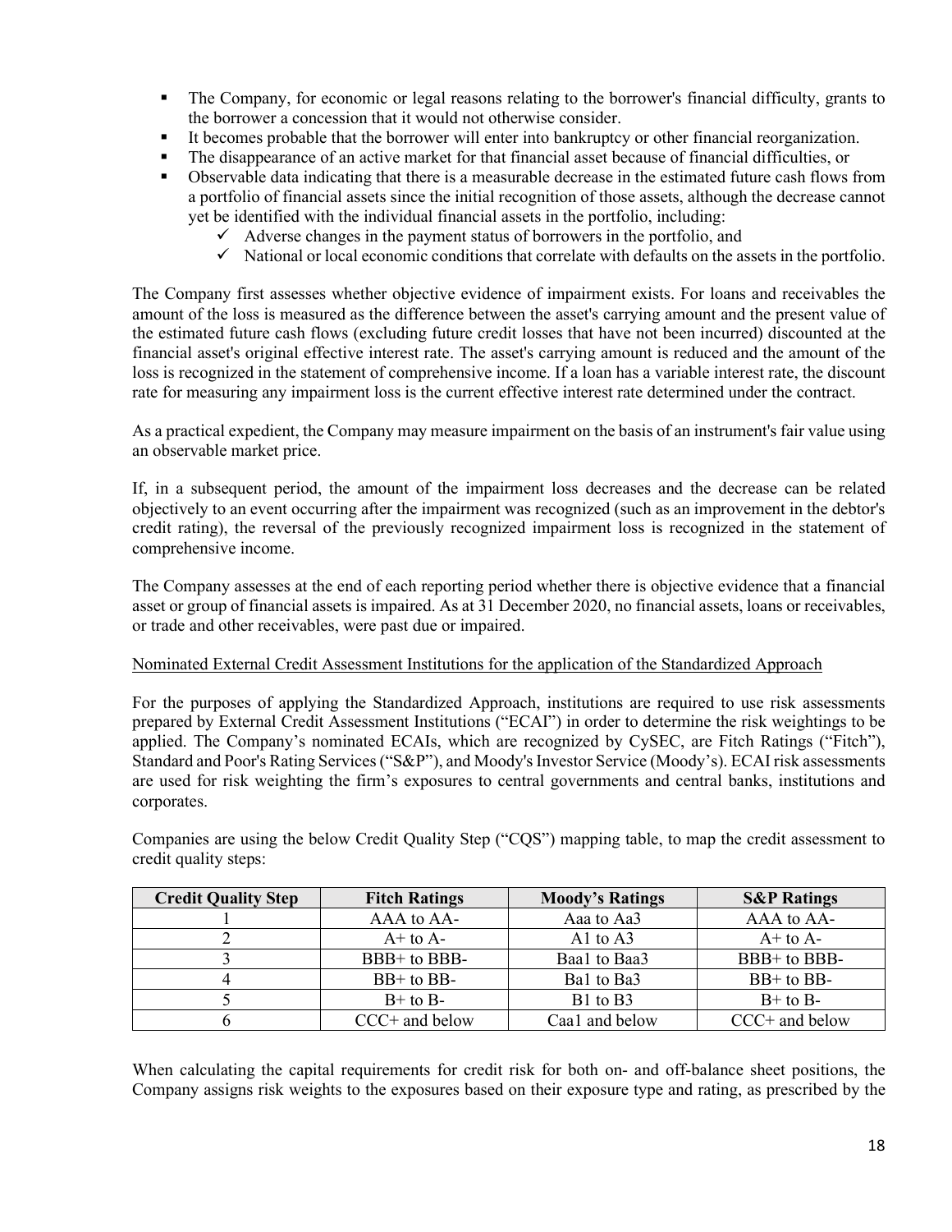- The Company, for economic or legal reasons relating to the borrower's financial difficulty, grants to the borrower a concession that it would not otherwise consider.
- It becomes probable that the borrower will enter into bankruptcy or other financial reorganization.
- The disappearance of an active market for that financial asset because of financial difficulties, or
- Observable data indicating that there is a measurable decrease in the estimated future cash flows from a portfolio of financial assets since the initial recognition of those assets, although the decrease cannot yet be identified with the individual financial assets in the portfolio, including:
  - ✓ Adverse changes in the payment status of borrowers in the portfolio, and
  - ✓ National or local economic conditions that correlate with defaults on the assets in the portfolio.

The Company first assesses whether objective evidence of impairment exists. For loans and receivables the amount of the loss is measured as the difference between the asset's carrying amount and the present value of the estimated future cash flows (excluding future credit losses that have not been incurred) discounted at the financial asset's original effective interest rate. The asset's carrying amount is reduced and the amount of the loss is recognized in the statement of comprehensive income. If a loan has a variable interest rate, the discount rate for measuring any impairment loss is the current effective interest rate determined under the contract.

As a practical expedient, the Company may measure impairment on the basis of an instrument's fair value using an observable market price.

If, in a subsequent period, the amount of the impairment loss decreases and the decrease can be related objectively to an event occurring after the impairment was recognized (such as an improvement in the debtor's credit rating), the reversal of the previously recognized impairment loss is recognized in the statement of comprehensive income.

The Company assesses at the end of each reporting period whether there is objective evidence that a financial asset or group of financial assets is impaired. As at 31 December 2020, no financial assets, loans or receivables, or trade and other receivables, were past due or impaired.

Nominated External Credit Assessment Institutions for the application of the Standardized Approach

For the purposes of applying the Standardized Approach, institutions are required to use risk assessments prepared by External Credit Assessment Institutions ("ECAI") in order to determine the risk weightings to be applied. The Company's nominated ECAIs, which are recognized by CySEC, are Fitch Ratings ("Fitch"), Standard and Poor's Rating Services ("S&P"), and Moody's Investor Service (Moody's). ECAI risk assessments are used for risk weighting the firm's exposures to central governments and central banks, institutions and corporates.

Companies are using the below Credit Quality Step ("CQS") mapping table, to map the credit assessment to credit quality steps:

| Credit Quality Step | Fitch Ratings | Moody's Ratings | S&P Ratings |
|---|---|---|---|
| 1 | AAA to AA- | Aaa to Aa3 | AAA to AA- |
| 2 | A+ to A- | A1 to A3 | A+ to A- |
| 3 | BBB+ to BBB- | Baa1 to Baa3 | BBB+ to BBB- |
| 4 | BB+ to BB- | Ba1 to Ba3 | BB+ to BB- |
| 5 | B+ to B- | B1 to B3 | B+ to B- |
| 6 | CCC+ and below | Caa1 and below | CCC+ and below |

When calculating the capital requirements for credit risk for both on- and off-balance sheet positions, the Company assigns risk weights to the exposures based on their exposure type and rating, as prescribed by the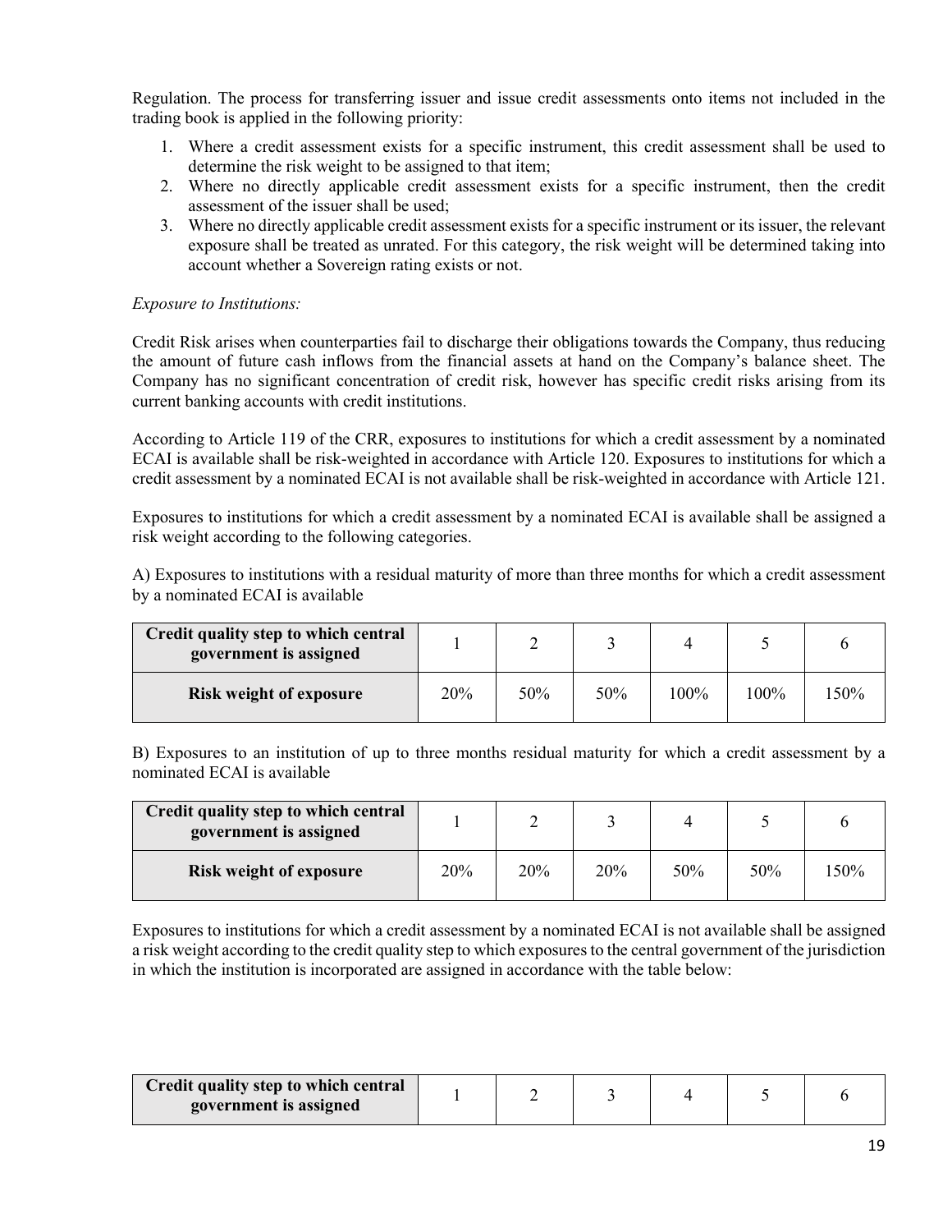Regulation. The process for transferring issuer and issue credit assessments onto items not included in the trading book is applied in the following priority:

1. Where a credit assessment exists for a specific instrument, this credit assessment shall be used to determine the risk weight to be assigned to that item;
2. Where no directly applicable credit assessment exists for a specific instrument, then the credit assessment of the issuer shall be used;
3. Where no directly applicable credit assessment exists for a specific instrument or its issuer, the relevant exposure shall be treated as unrated. For this category, the risk weight will be determined taking into account whether a Sovereign rating exists or not.

*Exposure to Institutions:*

Credit Risk arises when counterparties fail to discharge their obligations towards the Company, thus reducing the amount of future cash inflows from the financial assets at hand on the Company's balance sheet. The Company has no significant concentration of credit risk, however has specific credit risks arising from its current banking accounts with credit institutions.

According to Article 119 of the CRR, exposures to institutions for which a credit assessment by a nominated ECAI is available shall be risk-weighted in accordance with Article 120. Exposures to institutions for which a credit assessment by a nominated ECAI is not available shall be risk-weighted in accordance with Article 121.

Exposures to institutions for which a credit assessment by a nominated ECAI is available shall be assigned a risk weight according to the following categories.

A) Exposures to institutions with a residual maturity of more than three months for which a credit assessment by a nominated ECAI is available

| **Credit quality step to which central government is assigned** | 1 | 2 | 3 | 4 | 5 | 6 |
|---|---|---|---|---|---|---|
| **Risk weight of exposure** | 20% | 50% | 50% | 100% | 100% | 150% |

B) Exposures to an institution of up to three months residual maturity for which a credit assessment by a nominated ECAI is available

| **Credit quality step to which central government is assigned** | 1 | 2 | 3 | 4 | 5 | 6 |
|---|---|---|---|---|---|---|
| **Risk weight of exposure** | 20% | 20% | 20% | 50% | 50% | 150% |

Exposures to institutions for which a credit assessment by a nominated ECAI is not available shall be assigned a risk weight according to the credit quality step to which exposures to the central government of the jurisdiction in which the institution is incorporated are assigned in accordance with the table below:

| **Credit quality step to which central government is assigned** | 1 | 2 | 3 | 4 | 5 | 6 |
|---|---|---|---|---|---|---|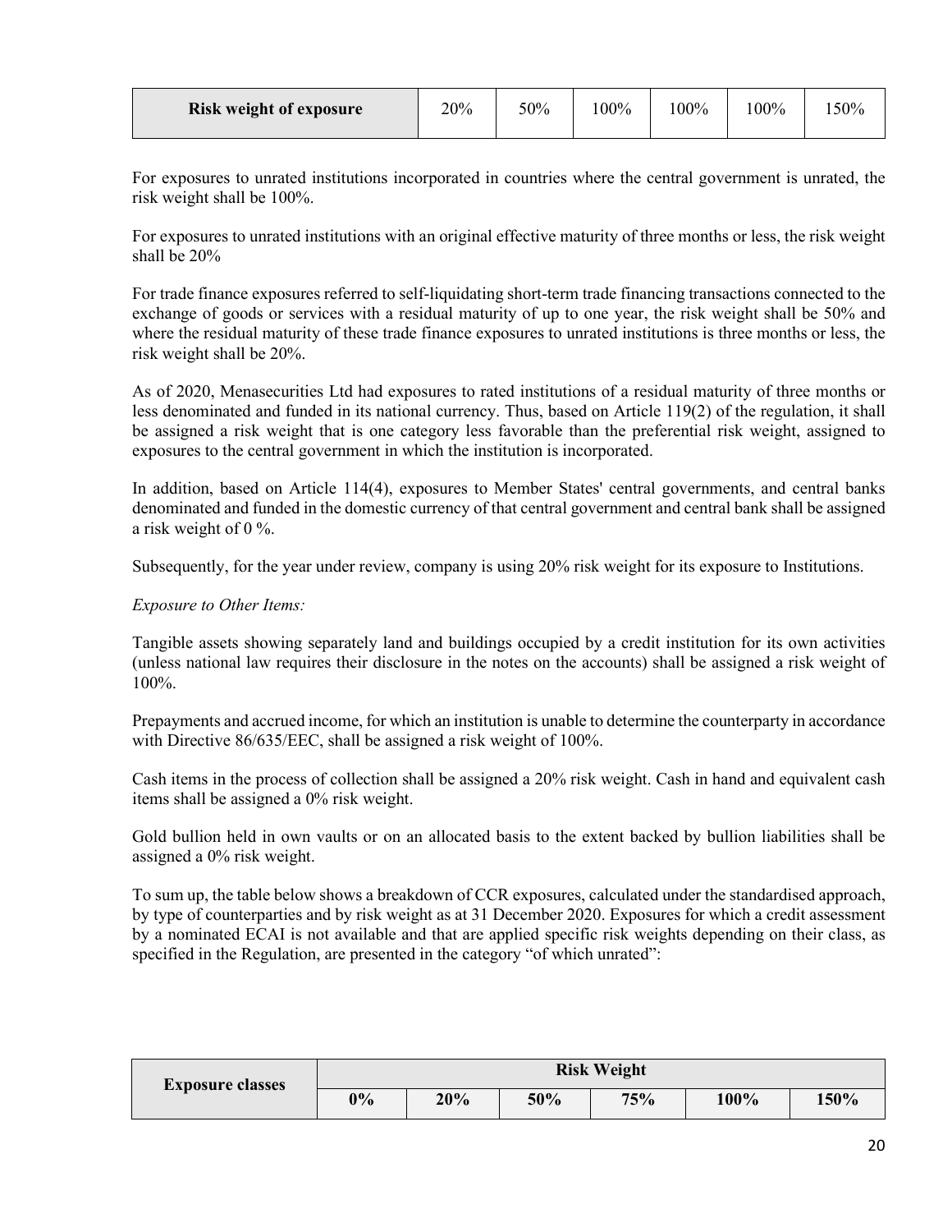| Risk weight of exposure | 20% | 50% | 100% | 100% | 100% | 150% |
| --- | --- | --- | --- | --- | --- | --- |

For exposures to unrated institutions incorporated in countries where the central government is unrated, the risk weight shall be 100%.

For exposures to unrated institutions with an original effective maturity of three months or less, the risk weight shall be 20%

For trade finance exposures referred to self-liquidating short-term trade financing transactions connected to the exchange of goods or services with a residual maturity of up to one year, the risk weight shall be 50% and where the residual maturity of these trade finance exposures to unrated institutions is three months or less, the risk weight shall be 20%.

As of 2020, Menasecurities Ltd had exposures to rated institutions of a residual maturity of three months or less denominated and funded in its national currency. Thus, based on Article 119(2) of the regulation, it shall be assigned a risk weight that is one category less favorable than the preferential risk weight, assigned to exposures to the central government in which the institution is incorporated.

In addition, based on Article 114(4), exposures to Member States' central governments, and central banks denominated and funded in the domestic currency of that central government and central bank shall be assigned a risk weight of 0 %.

Subsequently, for the year under review, company is using 20% risk weight for its exposure to Institutions.

*Exposure to Other Items:*

Tangible assets showing separately land and buildings occupied by a credit institution for its own activities (unless national law requires their disclosure in the notes on the accounts) shall be assigned a risk weight of 100%.

Prepayments and accrued income, for which an institution is unable to determine the counterparty in accordance with Directive 86/635/EEC, shall be assigned a risk weight of 100%.

Cash items in the process of collection shall be assigned a 20% risk weight. Cash in hand and equivalent cash items shall be assigned a 0% risk weight.

Gold bullion held in own vaults or on an allocated basis to the extent backed by bullion liabilities shall be assigned a 0% risk weight.

To sum up, the table below shows a breakdown of CCR exposures, calculated under the standardised approach, by type of counterparties and by risk weight as at 31 December 2020. Exposures for which a credit assessment by a nominated ECAI is not available and that are applied specific risk weights depending on their class, as specified in the Regulation, are presented in the category "of which unrated":

| Exposure classes | Risk Weight | | | | | |
| --- | --- | --- | --- | --- | --- | --- |
| | 0% | 20% | 50% | 75% | 100% | 150% |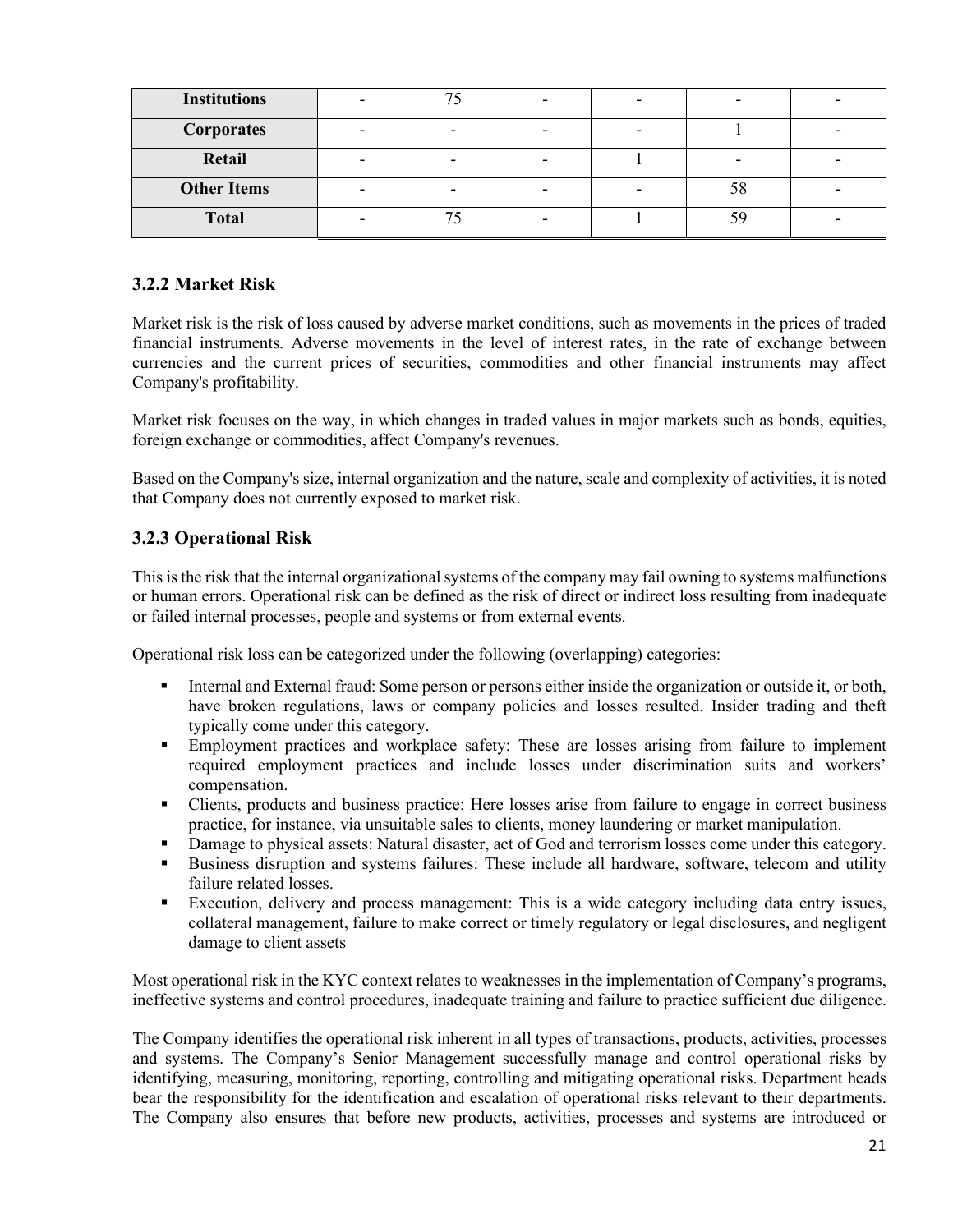| | | | | | | |
|---|---|---|---|---|---|---|
| **Institutions** | - | 75 | - | - | - | - |
| **Corporates** | - | - | - | - | 1 | - |
| **Retail** | - | - | - | 1 | - | - |
| **Other Items** | - | - | - | - | 58 | - |
| **Total** | - | 75 | - | 1 | 59 | - |

### 3.2.2 Market Risk

Market risk is the risk of loss caused by adverse market conditions, such as movements in the prices of traded financial instruments. Adverse movements in the level of interest rates, in the rate of exchange between currencies and the current prices of securities, commodities and other financial instruments may affect Company's profitability.

Market risk focuses on the way, in which changes in traded values in major markets such as bonds, equities, foreign exchange or commodities, affect Company's revenues.

Based on the Company's size, internal organization and the nature, scale and complexity of activities, it is noted that Company does not currently exposed to market risk.

### 3.2.3 Operational Risk

This is the risk that the internal organizational systems of the company may fail owning to systems malfunctions or human errors. Operational risk can be defined as the risk of direct or indirect loss resulting from inadequate or failed internal processes, people and systems or from external events.

Operational risk loss can be categorized under the following (overlapping) categories:

- Internal and External fraud: Some person or persons either inside the organization or outside it, or both, have broken regulations, laws or company policies and losses resulted. Insider trading and theft typically come under this category.
- Employment practices and workplace safety: These are losses arising from failure to implement required employment practices and include losses under discrimination suits and workers' compensation.
- Clients, products and business practice: Here losses arise from failure to engage in correct business practice, for instance, via unsuitable sales to clients, money laundering or market manipulation.
- Damage to physical assets: Natural disaster, act of God and terrorism losses come under this category.
- Business disruption and systems failures: These include all hardware, software, telecom and utility failure related losses.
- Execution, delivery and process management: This is a wide category including data entry issues, collateral management, failure to make correct or timely regulatory or legal disclosures, and negligent damage to client assets

Most operational risk in the KYC context relates to weaknesses in the implementation of Company's programs, ineffective systems and control procedures, inadequate training and failure to practice sufficient due diligence.

The Company identifies the operational risk inherent in all types of transactions, products, activities, processes and systems. The Company's Senior Management successfully manage and control operational risks by identifying, measuring, monitoring, reporting, controlling and mitigating operational risks. Department heads bear the responsibility for the identification and escalation of operational risks relevant to their departments. The Company also ensures that before new products, activities, processes and systems are introduced or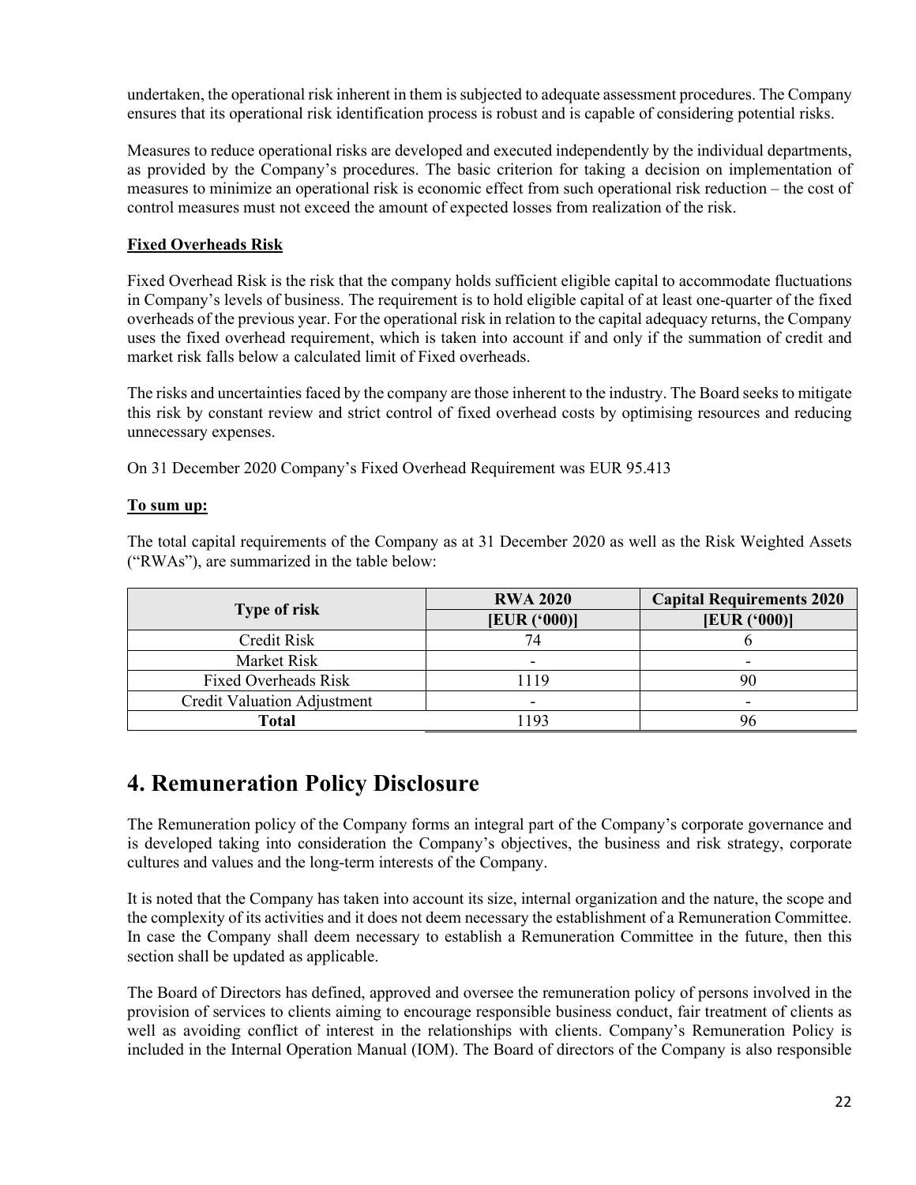undertaken, the operational risk inherent in them is subjected to adequate assessment procedures. The Company ensures that its operational risk identification process is robust and is capable of considering potential risks.

Measures to reduce operational risks are developed and executed independently by the individual departments, as provided by the Company's procedures. The basic criterion for taking a decision on implementation of measures to minimize an operational risk is economic effect from such operational risk reduction – the cost of control measures must not exceed the amount of expected losses from realization of the risk.

**Fixed Overheads Risk**

Fixed Overhead Risk is the risk that the company holds sufficient eligible capital to accommodate fluctuations in Company's levels of business. The requirement is to hold eligible capital of at least one-quarter of the fixed overheads of the previous year. For the operational risk in relation to the capital adequacy returns, the Company uses the fixed overhead requirement, which is taken into account if and only if the summation of credit and market risk falls below a calculated limit of Fixed overheads.

The risks and uncertainties faced by the company are those inherent to the industry. The Board seeks to mitigate this risk by constant review and strict control of fixed overhead costs by optimising resources and reducing unnecessary expenses.

On 31 December 2020 Company's Fixed Overhead Requirement was EUR 95.413

**To sum up:**

The total capital requirements of the Company as at 31 December 2020 as well as the Risk Weighted Assets ("RWAs"), are summarized in the table below:

| Type of risk | RWA 2020 | Capital Requirements 2020 |
|---|---|---|
| | [EUR ('000)] | [EUR ('000)] |
| Credit Risk | 74 | 6 |
| Market Risk | - | - |
| Fixed Overheads Risk | 1119 | 90 |
| Credit Valuation Adjustment | - | - |
| **Total** | 1193 | 96 |

# 4. Remuneration Policy Disclosure

The Remuneration policy of the Company forms an integral part of the Company's corporate governance and is developed taking into consideration the Company's objectives, the business and risk strategy, corporate cultures and values and the long-term interests of the Company.

It is noted that the Company has taken into account its size, internal organization and the nature, the scope and the complexity of its activities and it does not deem necessary the establishment of a Remuneration Committee. In case the Company shall deem necessary to establish a Remuneration Committee in the future, then this section shall be updated as applicable.

The Board of Directors has defined, approved and oversee the remuneration policy of persons involved in the provision of services to clients aiming to encourage responsible business conduct, fair treatment of clients as well as avoiding conflict of interest in the relationships with clients. Company's Remuneration Policy is included in the Internal Operation Manual (IOM). The Board of directors of the Company is also responsible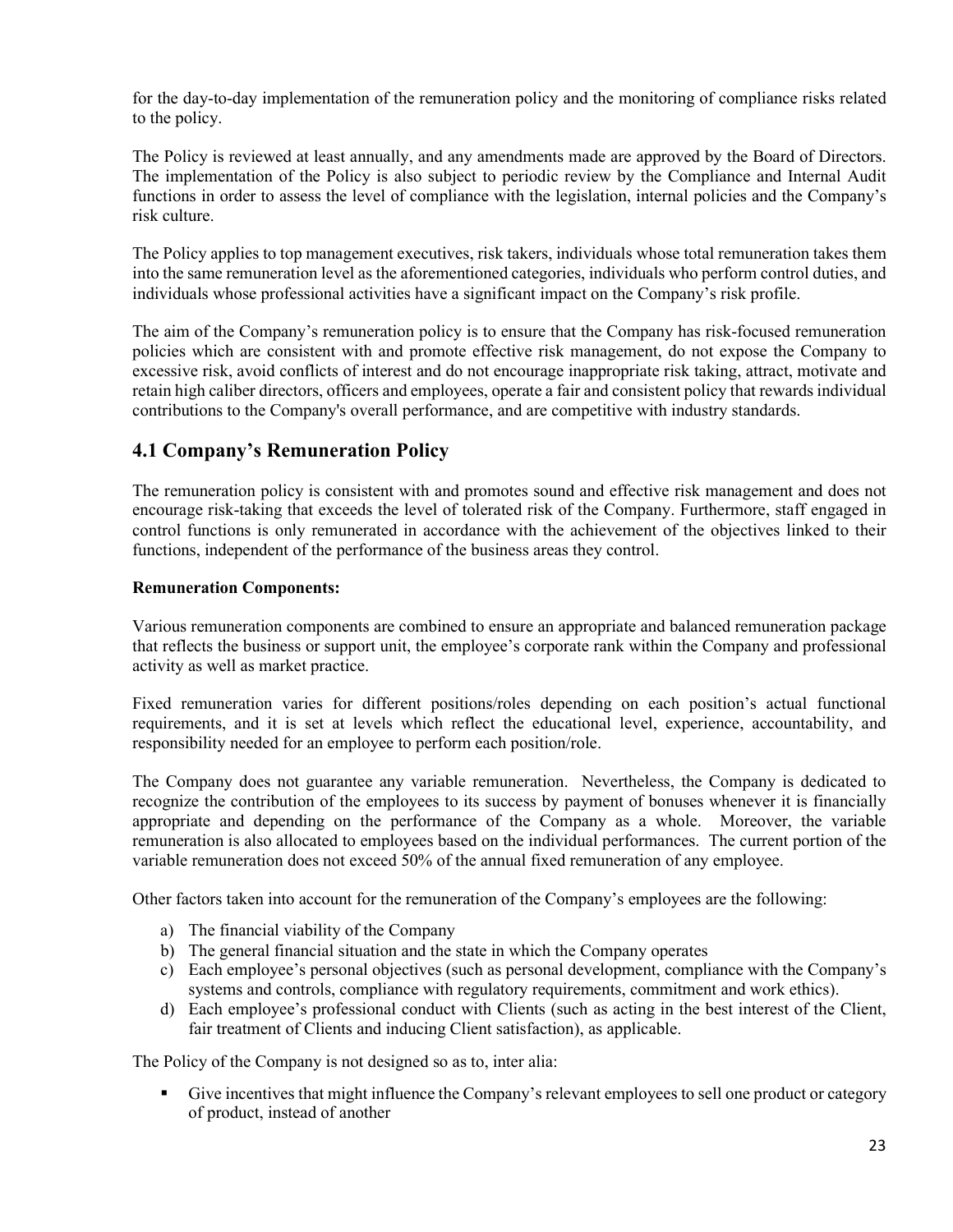for the day-to-day implementation of the remuneration policy and the monitoring of compliance risks related to the policy.

The Policy is reviewed at least annually, and any amendments made are approved by the Board of Directors. The implementation of the Policy is also subject to periodic review by the Compliance and Internal Audit functions in order to assess the level of compliance with the legislation, internal policies and the Company's risk culture.

The Policy applies to top management executives, risk takers, individuals whose total remuneration takes them into the same remuneration level as the aforementioned categories, individuals who perform control duties, and individuals whose professional activities have a significant impact on the Company's risk profile.

The aim of the Company's remuneration policy is to ensure that the Company has risk-focused remuneration policies which are consistent with and promote effective risk management, do not expose the Company to excessive risk, avoid conflicts of interest and do not encourage inappropriate risk taking, attract, motivate and retain high caliber directors, officers and employees, operate a fair and consistent policy that rewards individual contributions to the Company's overall performance, and are competitive with industry standards.

## 4.1 Company's Remuneration Policy

The remuneration policy is consistent with and promotes sound and effective risk management and does not encourage risk-taking that exceeds the level of tolerated risk of the Company. Furthermore, staff engaged in control functions is only remunerated in accordance with the achievement of the objectives linked to their functions, independent of the performance of the business areas they control.

**Remuneration Components:**

Various remuneration components are combined to ensure an appropriate and balanced remuneration package that reflects the business or support unit, the employee's corporate rank within the Company and professional activity as well as market practice.

Fixed remuneration varies for different positions/roles depending on each position's actual functional requirements, and it is set at levels which reflect the educational level, experience, accountability, and responsibility needed for an employee to perform each position/role.

The Company does not guarantee any variable remuneration. Nevertheless, the Company is dedicated to recognize the contribution of the employees to its success by payment of bonuses whenever it is financially appropriate and depending on the performance of the Company as a whole. Moreover, the variable remuneration is also allocated to employees based on the individual performances. The current portion of the variable remuneration does not exceed 50% of the annual fixed remuneration of any employee.

Other factors taken into account for the remuneration of the Company's employees are the following:

a) The financial viability of the Company
b) The general financial situation and the state in which the Company operates
c) Each employee's personal objectives (such as personal development, compliance with the Company's systems and controls, compliance with regulatory requirements, commitment and work ethics).
d) Each employee's professional conduct with Clients (such as acting in the best interest of the Client, fair treatment of Clients and inducing Client satisfaction), as applicable.

The Policy of the Company is not designed so as to, inter alia:

- Give incentives that might influence the Company's relevant employees to sell one product or category of product, instead of another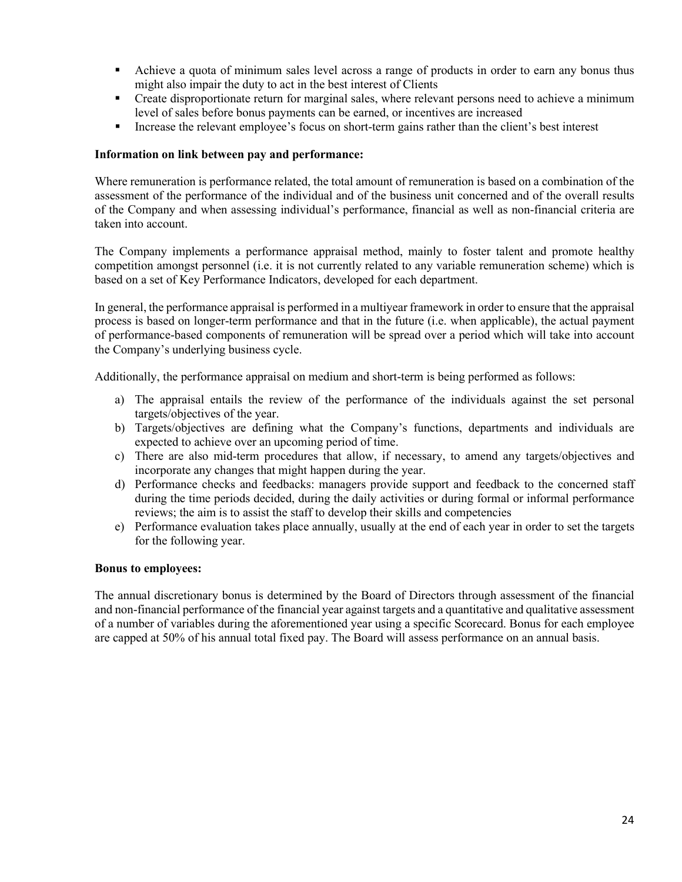- Achieve a quota of minimum sales level across a range of products in order to earn any bonus thus might also impair the duty to act in the best interest of Clients
- Create disproportionate return for marginal sales, where relevant persons need to achieve a minimum level of sales before bonus payments can be earned, or incentives are increased
- Increase the relevant employee's focus on short-term gains rather than the client's best interest

**Information on link between pay and performance:**

Where remuneration is performance related, the total amount of remuneration is based on a combination of the assessment of the performance of the individual and of the business unit concerned and of the overall results of the Company and when assessing individual's performance, financial as well as non-financial criteria are taken into account.

The Company implements a performance appraisal method, mainly to foster talent and promote healthy competition amongst personnel (i.e. it is not currently related to any variable remuneration scheme) which is based on a set of Key Performance Indicators, developed for each department.

In general, the performance appraisal is performed in a multiyear framework in order to ensure that the appraisal process is based on longer-term performance and that in the future (i.e. when applicable), the actual payment of performance-based components of remuneration will be spread over a period which will take into account the Company's underlying business cycle.

Additionally, the performance appraisal on medium and short-term is being performed as follows:

a) The appraisal entails the review of the performance of the individuals against the set personal targets/objectives of the year.
b) Targets/objectives are defining what the Company's functions, departments and individuals are expected to achieve over an upcoming period of time.
c) There are also mid-term procedures that allow, if necessary, to amend any targets/objectives and incorporate any changes that might happen during the year.
d) Performance checks and feedbacks: managers provide support and feedback to the concerned staff during the time periods decided, during the daily activities or during formal or informal performance reviews; the aim is to assist the staff to develop their skills and competencies
e) Performance evaluation takes place annually, usually at the end of each year in order to set the targets for the following year.

**Bonus to employees:**

The annual discretionary bonus is determined by the Board of Directors through assessment of the financial and non-financial performance of the financial year against targets and a quantitative and qualitative assessment of a number of variables during the aforementioned year using a specific Scorecard. Bonus for each employee are capped at 50% of his annual total fixed pay. The Board will assess performance on an annual basis.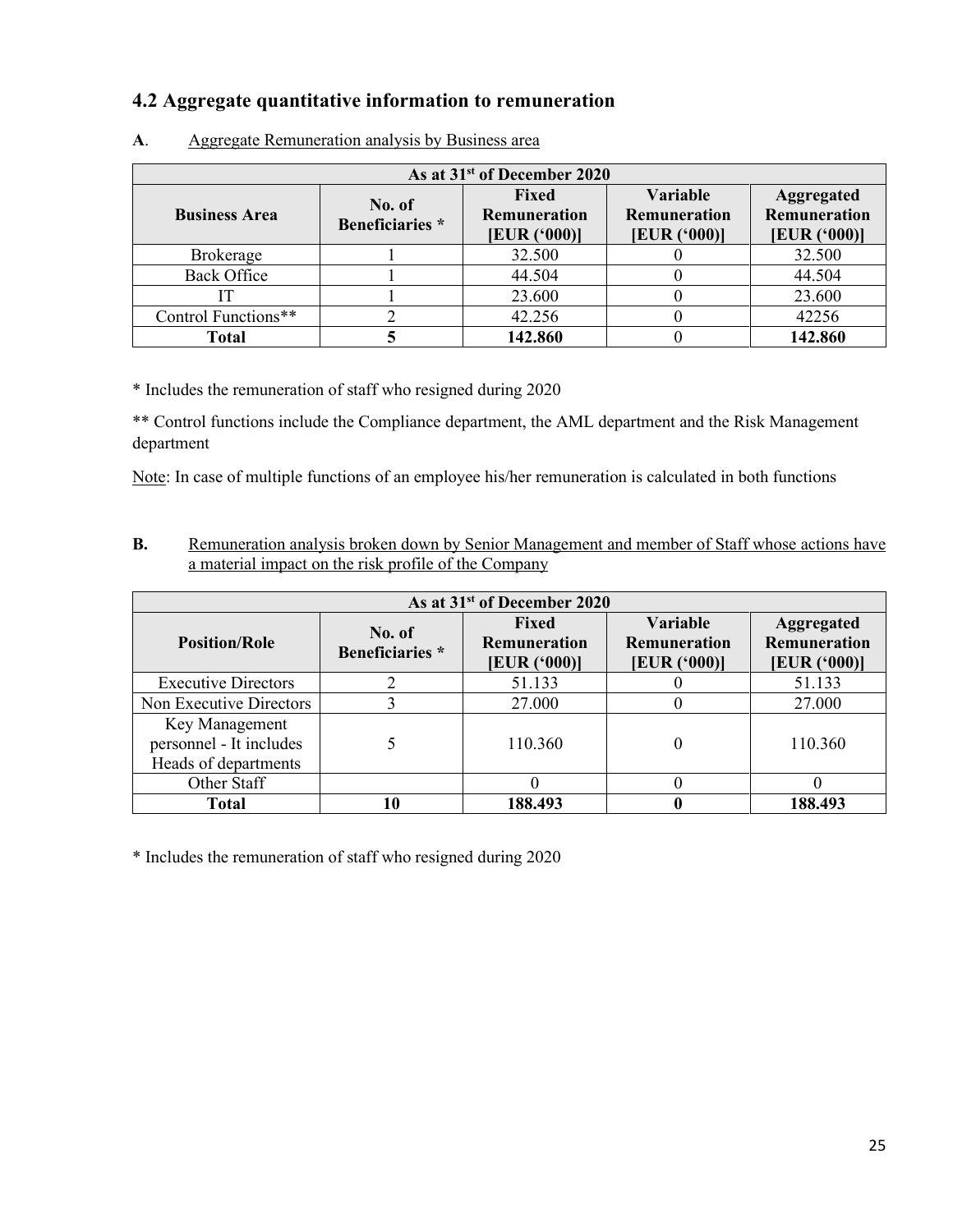## 4.2 Aggregate quantitative information to remuneration

**A**. Aggregate Remuneration analysis by Business area

| As at 31st of December 2020 | | | | |
|---|---|---|---|---|
| **Business Area** | **No. of Beneficiaries *** | **Fixed Remuneration [EUR ('000)]** | **Variable Remuneration [EUR ('000)]** | **Aggregated Remuneration [EUR ('000)]** |
| Brokerage | 1 | 32.500 | 0 | 32.500 |
| Back Office | 1 | 44.504 | 0 | 44.504 |
| IT | 1 | 23.600 | 0 | 23.600 |
| Control Functions** | 2 | 42.256 | 0 | 42256 |
| **Total** | **5** | **142.860** | 0 | **142.860** |

\* Includes the remuneration of staff who resigned during 2020

** Control functions include the Compliance department, the AML department and the Risk Management department

Note: In case of multiple functions of an employee his/her remuneration is calculated in both functions

**B.** Remuneration analysis broken down by Senior Management and member of Staff whose actions have a material impact on the risk profile of the Company

| As at 31st of December 2020 | | | | |
|---|---|---|---|---|
| **Position/Role** | **No. of Beneficiaries *** | **Fixed Remuneration [EUR ('000)]** | **Variable Remuneration [EUR ('000)]** | **Aggregated Remuneration [EUR ('000)]** |
| Executive Directors | 2 | 51.133 | 0 | 51.133 |
| Non Executive Directors | 3 | 27.000 | 0 | 27.000 |
| Key Management personnel - It includes Heads of departments | 5 | 110.360 | 0 | 110.360 |
| Other Staff | | 0 | 0 | 0 |
| **Total** | **10** | **188.493** | **0** | **188.493** |

\* Includes the remuneration of staff who resigned during 2020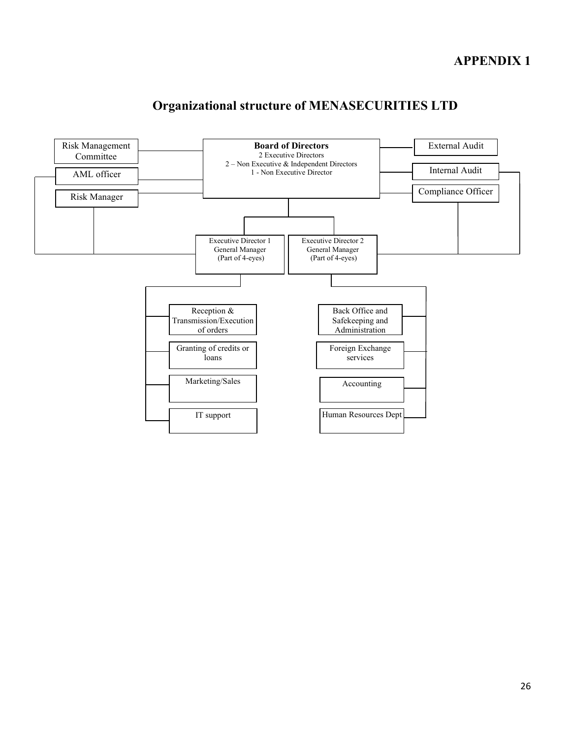# APPENDIX 1

## Organizational structure of MENASECURITIES LTD

Risk Management Committee

AML officer

Risk Manager

**Board of Directors**
2 Executive Directors
2 – Non Executive & Independent Directors
1 - Non Executive Director

External Audit

Internal Audit

Compliance Officer

Executive Director 1
General Manager
(Part of 4-eyes)

Executive Director 2
General Manager
(Part of 4-eyes)

Reception & Transmission/Execution of orders

Granting of credits or loans

Marketing/Sales

IT support

Back Office and Safekeeping and Administration

Foreign Exchange services

Accounting

Human Resources Dept